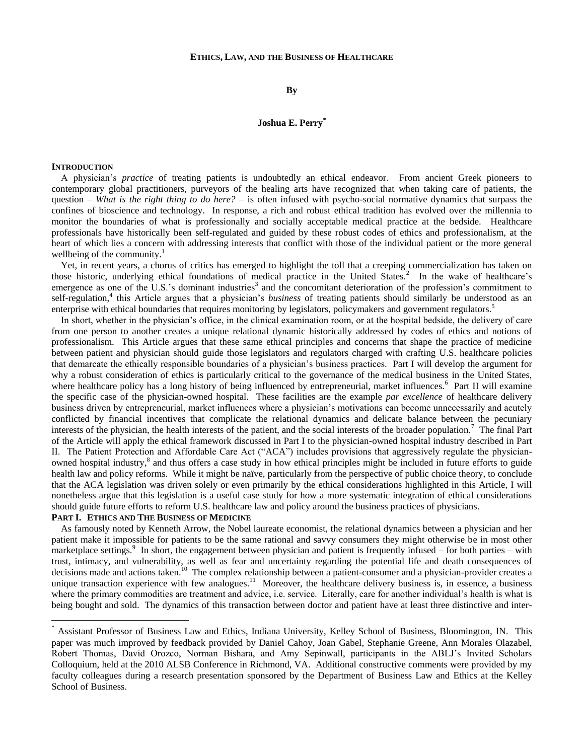# ETHICS, LAW, AND THE BUSINESS OF HEALTHCARE

**By**

**Joshua E. Perry***

## INTRODUCTION

A physician's *practice* of treating patients is undoubtedly an ethical endeavor. From ancient Greek pioneers to contemporary global practitioners, purveyors of the healing arts have recognized that when taking care of patients, the question – *What is the right thing to do here?* – is often infused with psycho-social normative dynamics that surpass the confines of bioscience and technology. In response, a rich and robust ethical tradition has evolved over the millennia to monitor the boundaries of what is professionally and socially acceptable medical practice at the bedside. Healthcare professionals have historically been self-regulated and guided by these robust codes of ethics and professionalism, at the heart of which lies a concern with addressing interests that conflict with those of the individual patient or the more general wellbeing of the community.[1]

Yet, in recent years, a chorus of critics has emerged to highlight the toll that a creeping commercialization has taken on those historic, underlying ethical foundations of medical practice in the United States.[2] In the wake of healthcare's emergence as one of the U.S.'s dominant industries[3] and the concomitant deterioration of the profession's commitment to self-regulation,[4] this Article argues that a physician's *business* of treating patients should similarly be understood as an enterprise with ethical boundaries that requires monitoring by legislators, policymakers and government regulators.[5]

In short, whether in the physician's office, in the clinical examination room, or at the hospital bedside, the delivery of care from one person to another creates a unique relational dynamic historically addressed by codes of ethics and notions of professionalism. This Article argues that these same ethical principles and concerns that shape the practice of medicine between patient and physician should guide those legislators and regulators charged with crafting U.S. healthcare policies that demarcate the ethically responsible boundaries of a physician's business practices. Part I will develop the argument for why a robust consideration of ethics is particularly critical to the governance of the medical business in the United States, where healthcare policy has a long history of being influenced by entrepreneurial, market influences.[6] Part II will examine the specific case of the physician-owned hospital. These facilities are the example *par excellence* of healthcare delivery business driven by entrepreneurial, market influences where a physician's motivations can become unnecessarily and acutely conflicted by financial incentives that complicate the relational dynamics and delicate balance between the pecuniary interests of the physician, the health interests of the patient, and the social interests of the broader population.[7] The final Part of the Article will apply the ethical framework discussed in Part I to the physician-owned hospital industry described in Part II. The Patient Protection and Affordable Care Act ("ACA") includes provisions that aggressively regulate the physician-owned hospital industry,[8] and thus offers a case study in how ethical principles might be included in future efforts to guide health law and policy reforms. While it might be naïve, particularly from the perspective of public choice theory, to conclude that the ACA legislation was driven solely or even primarily by the ethical considerations highlighted in this Article, I will nonetheless argue that this legislation is a useful case study for how a more systematic integration of ethical considerations should guide future efforts to reform U.S. healthcare law and policy around the business practices of physicians.

## PART I. ETHICS AND THE BUSINESS OF MEDICINE

As famously noted by Kenneth Arrow, the Nobel laureate economist, the relational dynamics between a physician and her patient make it impossible for patients to be the same rational and savvy consumers they might otherwise be in most other marketplace settings.[9] In short, the engagement between physician and patient is frequently infused – for both parties – with trust, intimacy, and vulnerability, as well as fear and uncertainty regarding the potential life and death consequences of decisions made and actions taken.[10] The complex relationship between a patient-consumer and a physician-provider creates a unique transaction experience with few analogues.[11] Moreover, the healthcare delivery business is, in essence, a business where the primary commodities are treatment and advice, i.e. service. Literally, care for another individual's health is what is being bought and sold. The dynamics of this transaction between doctor and patient have at least three distinctive and inter-

---

* Assistant Professor of Business Law and Ethics, Indiana University, Kelley School of Business, Bloomington, IN. This paper was much improved by feedback provided by Daniel Cahoy, Joan Gabel, Stephanie Greene, Ann Morales Olazabel, Robert Thomas, David Orozco, Norman Bishara, and Amy Sepinwall, participants in the ABLJ's Invited Scholars Colloquium, held at the 2010 ALSB Conference in Richmond, VA. Additional constructive comments were provided by my faculty colleagues during a research presentation sponsored by the Department of Business Law and Ethics at the Kelley School of Business.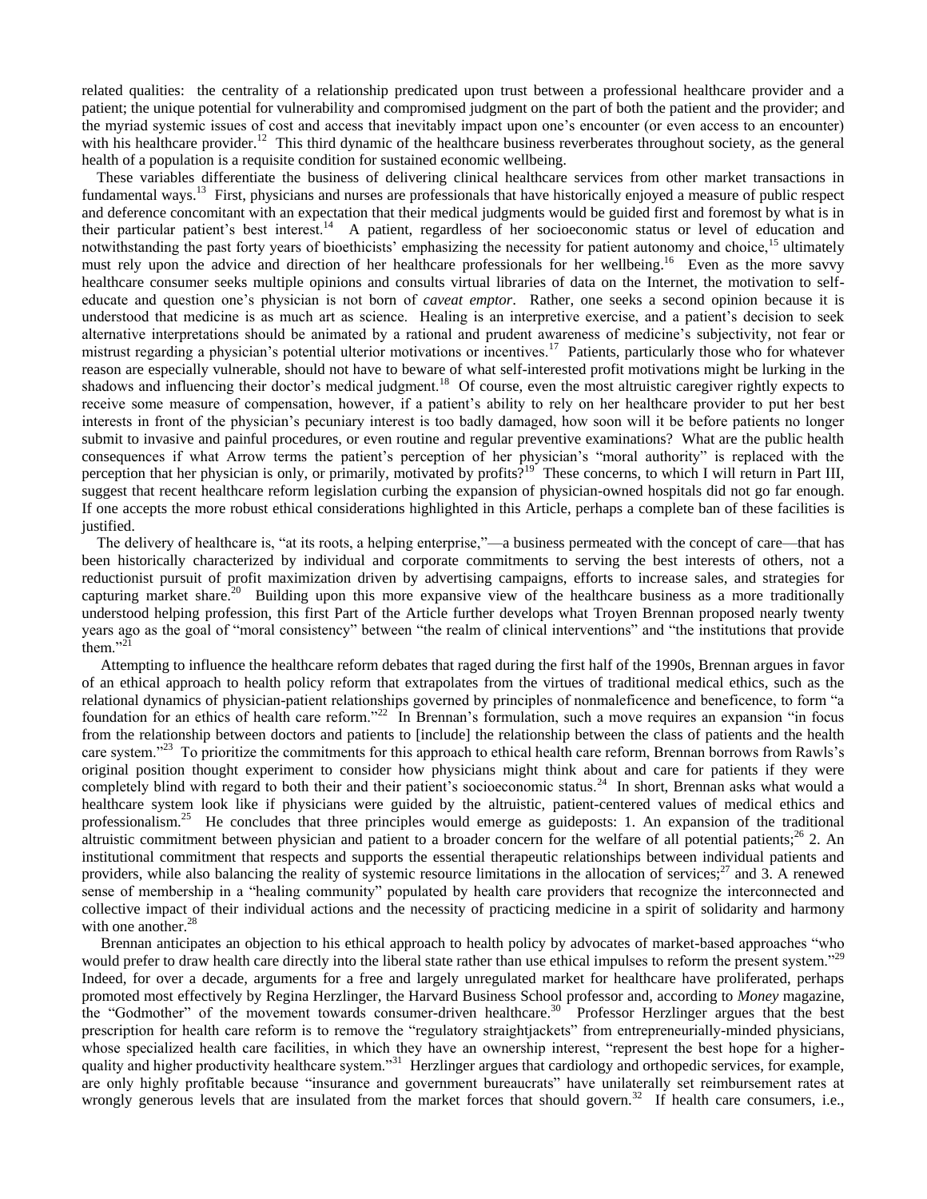related qualities: the centrality of a relationship predicated upon trust between a professional healthcare provider and a patient; the unique potential for vulnerability and compromised judgment on the part of both the patient and the provider; and the myriad systemic issues of cost and access that inevitably impact upon one's encounter (or even access to an encounter) with his healthcare provider.[12] This third dynamic of the healthcare business reverberates throughout society, as the general health of a population is a requisite condition for sustained economic wellbeing.

These variables differentiate the business of delivering clinical healthcare services from other market transactions in fundamental ways.[13] First, physicians and nurses are professionals that have historically enjoyed a measure of public respect and deference concomitant with an expectation that their medical judgments would be guided first and foremost by what is in their particular patient's best interest.[14] A patient, regardless of her socioeconomic status or level of education and notwithstanding the past forty years of bioethicists' emphasizing the necessity for patient autonomy and choice,[15] ultimately must rely upon the advice and direction of her healthcare professionals for her wellbeing.[16] Even as the more savvy healthcare consumer seeks multiple opinions and consults virtual libraries of data on the Internet, the motivation to self-educate and question one's physician is not born of *caveat emptor*. Rather, one seeks a second opinion because it is understood that medicine is as much art as science. Healing is an interpretive exercise, and a patient's decision to seek alternative interpretations should be animated by a rational and prudent awareness of medicine's subjectivity, not fear or mistrust regarding a physician's potential ulterior motivations or incentives.[17] Patients, particularly those who for whatever reason are especially vulnerable, should not have to beware of what self-interested profit motivations might be lurking in the shadows and influencing their doctor's medical judgment.[18] Of course, even the most altruistic caregiver rightly expects to receive some measure of compensation, however, if a patient's ability to rely on her healthcare provider to put her best interests in front of the physician's pecuniary interest is too badly damaged, how soon will it be before patients no longer submit to invasive and painful procedures, or even routine and regular preventive examinations? What are the public health consequences if what Arrow terms the patient's perception of her physician's "moral authority" is replaced with the perception that her physician is only, or primarily, motivated by profits?[19] These concerns, to which I will return in Part III, suggest that recent healthcare reform legislation curbing the expansion of physician-owned hospitals did not go far enough. If one accepts the more robust ethical considerations highlighted in this Article, perhaps a complete ban of these facilities is justified.

The delivery of healthcare is, "at its roots, a helping enterprise,"—a business permeated with the concept of care—that has been historically characterized by individual and corporate commitments to serving the best interests of others, not a reductionist pursuit of profit maximization driven by advertising campaigns, efforts to increase sales, and strategies for capturing market share.[20] Building upon this more expansive view of the healthcare business as a more traditionally understood helping profession, this first Part of the Article further develops what Troyen Brennan proposed nearly twenty years ago as the goal of "moral consistency" between "the realm of clinical interventions" and "the institutions that provide them."[21]

Attempting to influence the healthcare reform debates that raged during the first half of the 1990s, Brennan argues in favor of an ethical approach to health policy reform that extrapolates from the virtues of traditional medical ethics, such as the relational dynamics of physician-patient relationships governed by principles of nonmaleficence and beneficence, to form "a foundation for an ethics of health care reform."[22] In Brennan's formulation, such a move requires an expansion "in focus from the relationship between doctors and patients to [include] the relationship between the class of patients and the health care system."[23] To prioritize the commitments for this approach to ethical health care reform, Brennan borrows from Rawls's original position thought experiment to consider how physicians might think about and care for patients if they were completely blind with regard to both their and their patient's socioeconomic status.[24] In short, Brennan asks what would a healthcare system look like if physicians were guided by the altruistic, patient-centered values of medical ethics and professionalism.[25] He concludes that three principles would emerge as guideposts: 1. An expansion of the traditional altruistic commitment between physician and patient to a broader concern for the welfare of all potential patients;[26] 2. An institutional commitment that respects and supports the essential therapeutic relationships between individual patients and providers, while also balancing the reality of systemic resource limitations in the allocation of services;[27] and 3. A renewed sense of membership in a "healing community" populated by health care providers that recognize the interconnected and collective impact of their individual actions and the necessity of practicing medicine in a spirit of solidarity and harmony with one another.[28]

Brennan anticipates an objection to his ethical approach to health policy by advocates of market-based approaches "who would prefer to draw health care directly into the liberal state rather than use ethical impulses to reform the present system."[29] Indeed, for over a decade, arguments for a free and largely unregulated market for healthcare have proliferated, perhaps promoted most effectively by Regina Herzlinger, the Harvard Business School professor and, according to *Money* magazine, the "Godmother" of the movement towards consumer-driven healthcare.[30] Professor Herzlinger argues that the best prescription for health care reform is to remove the "regulatory straightjackets" from entrepreneurially-minded physicians, whose specialized health care facilities, in which they have an ownership interest, "represent the best hope for a higher-quality and higher productivity healthcare system."[31] Herzlinger argues that cardiology and orthopedic services, for example, are only highly profitable because "insurance and government bureaucrats" have unilaterally set reimbursement rates at wrongly generous levels that are insulated from the market forces that should govern.[32] If health care consumers, i.e.,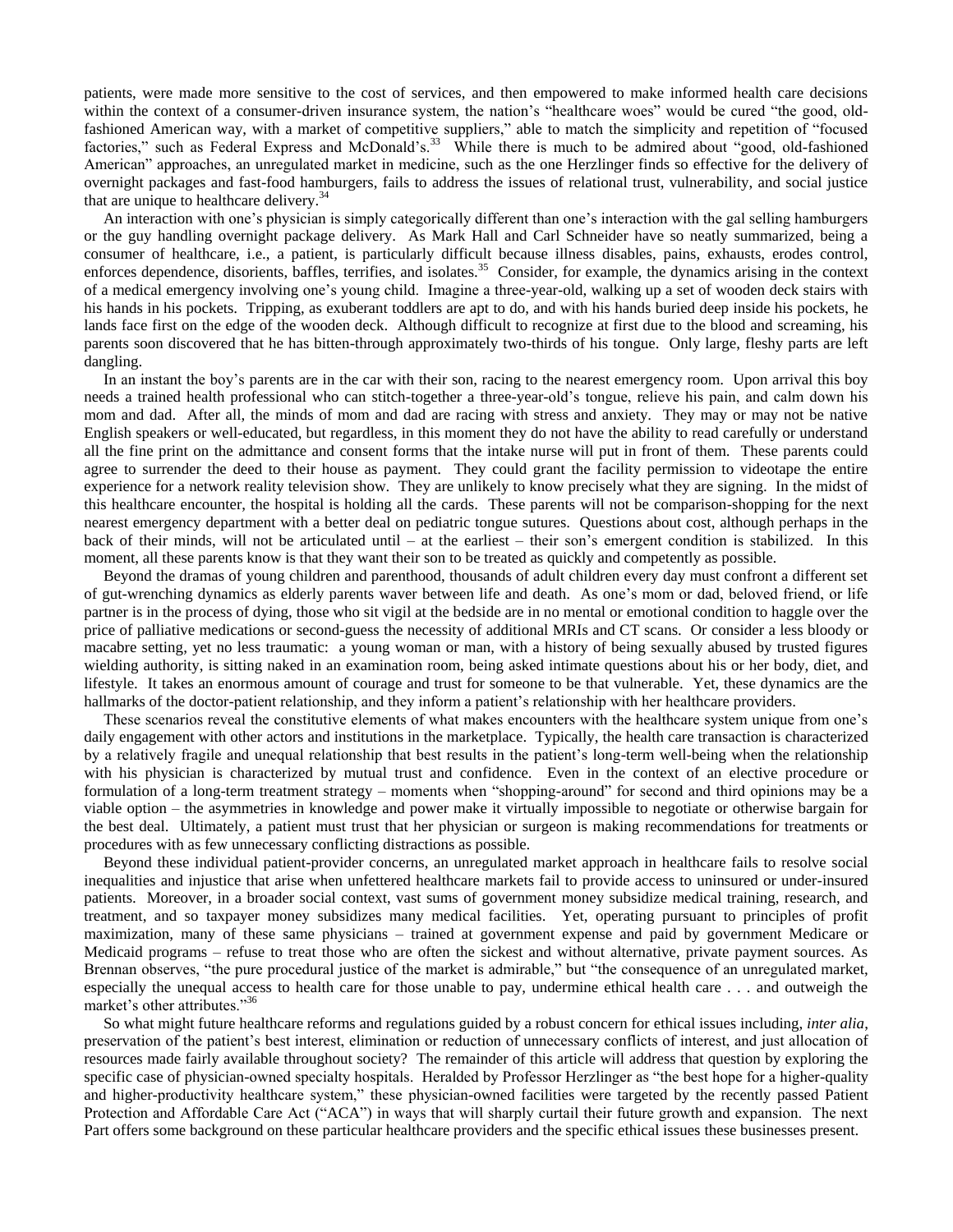patients, were made more sensitive to the cost of services, and then empowered to make informed health care decisions within the context of a consumer-driven insurance system, the nation's "healthcare woes" would be cured "the good, old-fashioned American way, with a market of competitive suppliers," able to match the simplicity and repetition of "focused factories," such as Federal Express and McDonald's.[33] While there is much to be admired about "good, old-fashioned American" approaches, an unregulated market in medicine, such as the one Herzlinger finds so effective for the delivery of overnight packages and fast-food hamburgers, fails to address the issues of relational trust, vulnerability, and social justice that are unique to healthcare delivery.[34]

An interaction with one's physician is simply categorically different than one's interaction with the gal selling hamburgers or the guy handling overnight package delivery. As Mark Hall and Carl Schneider have so neatly summarized, being a consumer of healthcare, i.e., a patient, is particularly difficult because illness disables, pains, exhausts, erodes control, enforces dependence, disorients, baffles, terrifies, and isolates.[35] Consider, for example, the dynamics arising in the context of a medical emergency involving one's young child. Imagine a three-year-old, walking up a set of wooden deck stairs with his hands in his pockets. Tripping, as exuberant toddlers are apt to do, and with his hands buried deep inside his pockets, he lands face first on the edge of the wooden deck. Although difficult to recognize at first due to the blood and screaming, his parents soon discovered that he has bitten-through approximately two-thirds of his tongue. Only large, fleshy parts are left dangling.

In an instant the boy's parents are in the car with their son, racing to the nearest emergency room. Upon arrival this boy needs a trained health professional who can stitch-together a three-year-old's tongue, relieve his pain, and calm down his mom and dad. After all, the minds of mom and dad are racing with stress and anxiety. They may or may not be native English speakers or well-educated, but regardless, in this moment they do not have the ability to read carefully or understand all the fine print on the admittance and consent forms that the intake nurse will put in front of them. These parents could agree to surrender the deed to their house as payment. They could grant the facility permission to videotape the entire experience for a network reality television show. They are unlikely to know precisely what they are signing. In the midst of this healthcare encounter, the hospital is holding all the cards. These parents will not be comparison-shopping for the next nearest emergency department with a better deal on pediatric tongue sutures. Questions about cost, although perhaps in the back of their minds, will not be articulated until – at the earliest – their son's emergent condition is stabilized. In this moment, all these parents know is that they want their son to be treated as quickly and competently as possible.

Beyond the dramas of young children and parenthood, thousands of adult children every day must confront a different set of gut-wrenching dynamics as elderly parents waver between life and death. As one's mom or dad, beloved friend, or life partner is in the process of dying, those who sit vigil at the bedside are in no mental or emotional condition to haggle over the price of palliative medications or second-guess the necessity of additional MRIs and CT scans. Or consider a less bloody or macabre setting, yet no less traumatic: a young woman or man, with a history of being sexually abused by trusted figures wielding authority, is sitting naked in an examination room, being asked intimate questions about his or her body, diet, and lifestyle. It takes an enormous amount of courage and trust for someone to be that vulnerable. Yet, these dynamics are the hallmarks of the doctor-patient relationship, and they inform a patient's relationship with her healthcare providers.

These scenarios reveal the constitutive elements of what makes encounters with the healthcare system unique from one's daily engagement with other actors and institutions in the marketplace. Typically, the health care transaction is characterized by a relatively fragile and unequal relationship that best results in the patient's long-term well-being when the relationship with his physician is characterized by mutual trust and confidence. Even in the context of an elective procedure or formulation of a long-term treatment strategy – moments when "shopping-around" for second and third opinions may be a viable option – the asymmetries in knowledge and power make it virtually impossible to negotiate or otherwise bargain for the best deal. Ultimately, a patient must trust that her physician or surgeon is making recommendations for treatments or procedures with as few unnecessary conflicting distractions as possible.

Beyond these individual patient-provider concerns, an unregulated market approach in healthcare fails to resolve social inequalities and injustice that arise when unfettered healthcare markets fail to provide access to uninsured or under-insured patients. Moreover, in a broader social context, vast sums of government money subsidize medical training, research, and treatment, and so taxpayer money subsidizes many medical facilities. Yet, operating pursuant to principles of profit maximization, many of these same physicians – trained at government expense and paid by government Medicare or Medicaid programs – refuse to treat those who are often the sickest and without alternative, private payment sources. As Brennan observes, "the pure procedural justice of the market is admirable," but "the consequence of an unregulated market, especially the unequal access to health care for those unable to pay, undermine ethical health care . . . and outweigh the market's other attributes."[36]

So what might future healthcare reforms and regulations guided by a robust concern for ethical issues including, *inter alia*, preservation of the patient's best interest, elimination or reduction of unnecessary conflicts of interest, and just allocation of resources made fairly available throughout society? The remainder of this article will address that question by exploring the specific case of physician-owned specialty hospitals. Heralded by Professor Herzlinger as "the best hope for a higher-quality and higher-productivity healthcare system," these physician-owned facilities were targeted by the recently passed Patient Protection and Affordable Care Act ("ACA") in ways that will sharply curtail their future growth and expansion. The next Part offers some background on these particular healthcare providers and the specific ethical issues these businesses present.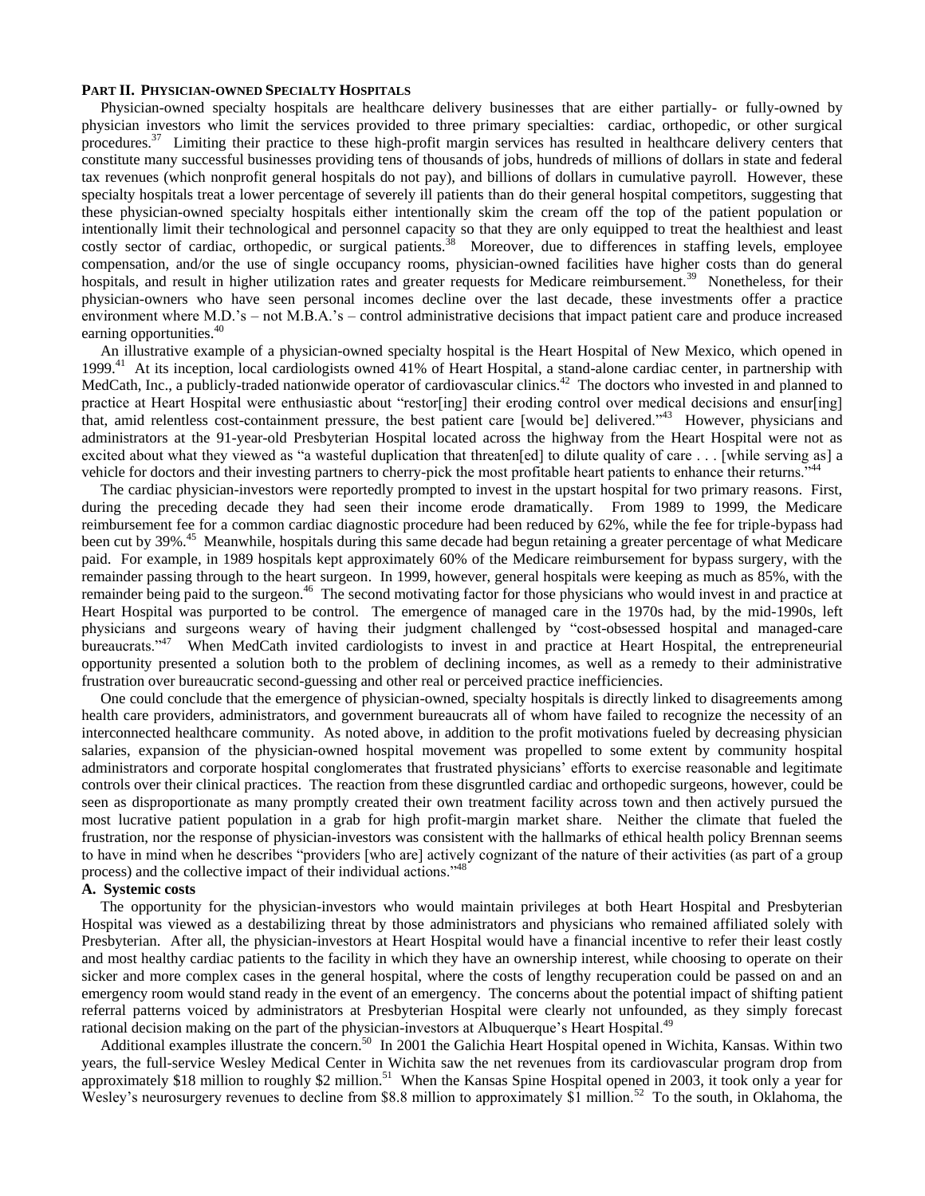## PART II. PHYSICIAN-OWNED SPECIALTY HOSPITALS

Physician-owned specialty hospitals are healthcare delivery businesses that are either partially- or fully-owned by physician investors who limit the services provided to three primary specialties: cardiac, orthopedic, or other surgical procedures.[37] Limiting their practice to these high-profit margin services has resulted in healthcare delivery centers that constitute many successful businesses providing tens of thousands of jobs, hundreds of millions of dollars in state and federal tax revenues (which nonprofit general hospitals do not pay), and billions of dollars in cumulative payroll. However, these specialty hospitals treat a lower percentage of severely ill patients than do their general hospital competitors, suggesting that these physician-owned specialty hospitals either intentionally skim the cream off the top of the patient population or intentionally limit their technological and personnel capacity so that they are only equipped to treat the healthiest and least costly sector of cardiac, orthopedic, or surgical patients.[38] Moreover, due to differences in staffing levels, employee compensation, and/or the use of single occupancy rooms, physician-owned facilities have higher costs than do general hospitals, and result in higher utilization rates and greater requests for Medicare reimbursement.[39] Nonetheless, for their physician-owners who have seen personal incomes decline over the last decade, these investments offer a practice environment where M.D.'s – not M.B.A.'s – control administrative decisions that impact patient care and produce increased earning opportunities.[40]

An illustrative example of a physician-owned specialty hospital is the Heart Hospital of New Mexico, which opened in 1999.[41] At its inception, local cardiologists owned 41% of Heart Hospital, a stand-alone cardiac center, in partnership with MedCath, Inc., a publicly-traded nationwide operator of cardiovascular clinics.[42] The doctors who invested in and planned to practice at Heart Hospital were enthusiastic about "restor[ing] their eroding control over medical decisions and ensur[ing] that, amid relentless cost-containment pressure, the best patient care [would be] delivered."[43] However, physicians and administrators at the 91-year-old Presbyterian Hospital located across the highway from the Heart Hospital were not as excited about what they viewed as "a wasteful duplication that threaten[ed] to dilute quality of care . . . [while serving as] a vehicle for doctors and their investing partners to cherry-pick the most profitable heart patients to enhance their returns."[44]

The cardiac physician-investors were reportedly prompted to invest in the upstart hospital for two primary reasons. First, during the preceding decade they had seen their income erode dramatically. From 1989 to 1999, the Medicare reimbursement fee for a common cardiac diagnostic procedure had been reduced by 62%, while the fee for triple-bypass had been cut by 39%.[45] Meanwhile, hospitals during this same decade had begun retaining a greater percentage of what Medicare paid. For example, in 1989 hospitals kept approximately 60% of the Medicare reimbursement for bypass surgery, with the remainder passing through to the heart surgeon. In 1999, however, general hospitals were keeping as much as 85%, with the remainder being paid to the surgeon.[46] The second motivating factor for those physicians who would invest in and practice at Heart Hospital was purported to be control. The emergence of managed care in the 1970s had, by the mid-1990s, left physicians and surgeons weary of having their judgment challenged by "cost-obsessed hospital and managed-care bureaucrats."[47] When MedCath invited cardiologists to invest in and practice at Heart Hospital, the entrepreneurial opportunity presented a solution both to the problem of declining incomes, as well as a remedy to their administrative frustration over bureaucratic second-guessing and other real or perceived practice inefficiencies.

One could conclude that the emergence of physician-owned, specialty hospitals is directly linked to disagreements among health care providers, administrators, and government bureaucrats all of whom have failed to recognize the necessity of an interconnected healthcare community. As noted above, in addition to the profit motivations fueled by decreasing physician salaries, expansion of the physician-owned hospital movement was propelled to some extent by community hospital administrators and corporate hospital conglomerates that frustrated physicians' efforts to exercise reasonable and legitimate controls over their clinical practices. The reaction from these disgruntled cardiac and orthopedic surgeons, however, could be seen as disproportionate as many promptly created their own treatment facility across town and then actively pursued the most lucrative patient population in a grab for high profit-margin market share. Neither the climate that fueled the frustration, nor the response of physician-investors was consistent with the hallmarks of ethical health policy Brennan seems to have in mind when he describes "providers [who are] actively cognizant of the nature of their activities (as part of a group process) and the collective impact of their individual actions."[48]

### A. Systemic costs

The opportunity for the physician-investors who would maintain privileges at both Heart Hospital and Presbyterian Hospital was viewed as a destabilizing threat by those administrators and physicians who remained affiliated solely with Presbyterian. After all, the physician-investors at Heart Hospital would have a financial incentive to refer their least costly and most healthy cardiac patients to the facility in which they have an ownership interest, while choosing to operate on their sicker and more complex cases in the general hospital, where the costs of lengthy recuperation could be passed on and an emergency room would stand ready in the event of an emergency. The concerns about the potential impact of shifting patient referral patterns voiced by administrators at Presbyterian Hospital were clearly not unfounded, as they simply forecast rational decision making on the part of the physician-investors at Albuquerque's Heart Hospital.[49]

Additional examples illustrate the concern.[50] In 2001 the Galichia Heart Hospital opened in Wichita, Kansas. Within two years, the full-service Wesley Medical Center in Wichita saw the net revenues from its cardiovascular program drop from approximately $18 million to roughly $2 million.[51] When the Kansas Spine Hospital opened in 2003, it took only a year for Wesley's neurosurgery revenues to decline from $8.8 million to approximately $1 million.[52] To the south, in Oklahoma, the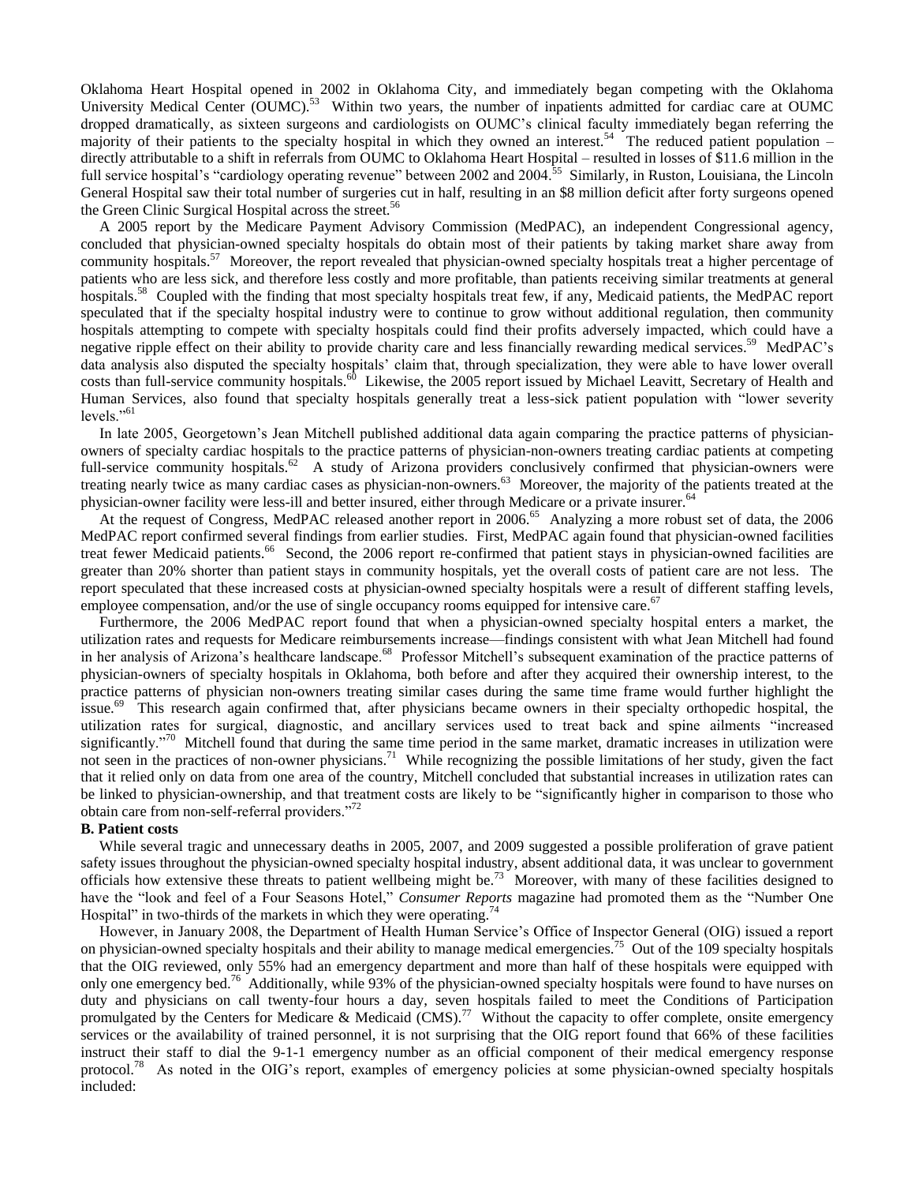Oklahoma Heart Hospital opened in 2002 in Oklahoma City, and immediately began competing with the Oklahoma University Medical Center (OUMC).[53] Within two years, the number of inpatients admitted for cardiac care at OUMC dropped dramatically, as sixteen surgeons and cardiologists on OUMC's clinical faculty immediately began referring the majority of their patients to the specialty hospital in which they owned an interest.[54] The reduced patient population – directly attributable to a shift in referrals from OUMC to Oklahoma Heart Hospital – resulted in losses of $11.6 million in the full service hospital's "cardiology operating revenue" between 2002 and 2004.[55] Similarly, in Ruston, Louisiana, the Lincoln General Hospital saw their total number of surgeries cut in half, resulting in an $8 million deficit after forty surgeons opened the Green Clinic Surgical Hospital across the street.[56]

A 2005 report by the Medicare Payment Advisory Commission (MedPAC), an independent Congressional agency, concluded that physician-owned specialty hospitals do obtain most of their patients by taking market share away from community hospitals.[57] Moreover, the report revealed that physician-owned specialty hospitals treat a higher percentage of patients who are less sick, and therefore less costly and more profitable, than patients receiving similar treatments at general hospitals.[58] Coupled with the finding that most specialty hospitals treat few, if any, Medicaid patients, the MedPAC report speculated that if the specialty hospital industry were to continue to grow without additional regulation, then community hospitals attempting to compete with specialty hospitals could find their profits adversely impacted, which could have a negative ripple effect on their ability to provide charity care and less financially rewarding medical services.[59] MedPAC's data analysis also disputed the specialty hospitals' claim that, through specialization, they were able to have lower overall costs than full-service community hospitals.[60] Likewise, the 2005 report issued by Michael Leavitt, Secretary of Health and Human Services, also found that specialty hospitals generally treat a less-sick patient population with "lower severity levels."[61]

In late 2005, Georgetown's Jean Mitchell published additional data again comparing the practice patterns of physician-owners of specialty cardiac hospitals to the practice patterns of physician-non-owners treating cardiac patients at competing full-service community hospitals.[62] A study of Arizona providers conclusively confirmed that physician-owners were treating nearly twice as many cardiac cases as physician-non-owners.[63] Moreover, the majority of the patients treated at the physician-owner facility were less-ill and better insured, either through Medicare or a private insurer.[64]

At the request of Congress, MedPAC released another report in 2006.[65] Analyzing a more robust set of data, the 2006 MedPAC report confirmed several findings from earlier studies. First, MedPAC again found that physician-owned facilities treat fewer Medicaid patients.[66] Second, the 2006 report re-confirmed that patient stays in physician-owned facilities are greater than 20% shorter than patient stays in community hospitals, yet the overall costs of patient care are not less. The report speculated that these increased costs at physician-owned specialty hospitals were a result of different staffing levels, employee compensation, and/or the use of single occupancy rooms equipped for intensive care.[67]

Furthermore, the 2006 MedPAC report found that when a physician-owned specialty hospital enters a market, the utilization rates and requests for Medicare reimbursements increase—findings consistent with what Jean Mitchell had found in her analysis of Arizona's healthcare landscape.[68] Professor Mitchell's subsequent examination of the practice patterns of physician-owners of specialty hospitals in Oklahoma, both before and after they acquired their ownership interest, to the practice patterns of physician non-owners treating similar cases during the same time frame would further highlight the issue.[69] This research again confirmed that, after physicians became owners in their specialty orthopedic hospital, the utilization rates for surgical, diagnostic, and ancillary services used to treat back and spine ailments "increased significantly."[70] Mitchell found that during the same time period in the same market, dramatic increases in utilization were not seen in the practices of non-owner physicians.[71] While recognizing the possible limitations of her study, given the fact that it relied only on data from one area of the country, Mitchell concluded that substantial increases in utilization rates can be linked to physician-ownership, and that treatment costs are likely to be "significantly higher in comparison to those who obtain care from non-self-referral providers."[72]

**B. Patient costs**

While several tragic and unnecessary deaths in 2005, 2007, and 2009 suggested a possible proliferation of grave patient safety issues throughout the physician-owned specialty hospital industry, absent additional data, it was unclear to government officials how extensive these threats to patient wellbeing might be.[73] Moreover, with many of these facilities designed to have the "look and feel of a Four Seasons Hotel," *Consumer Reports* magazine had promoted them as the "Number One Hospital" in two-thirds of the markets in which they were operating.[74]

However, in January 2008, the Department of Health Human Service's Office of Inspector General (OIG) issued a report on physician-owned specialty hospitals and their ability to manage medical emergencies.[75] Out of the 109 specialty hospitals that the OIG reviewed, only 55% had an emergency department and more than half of these hospitals were equipped with only one emergency bed.[76] Additionally, while 93% of the physician-owned specialty hospitals were found to have nurses on duty and physicians on call twenty-four hours a day, seven hospitals failed to meet the Conditions of Participation promulgated by the Centers for Medicare & Medicaid (CMS).[77] Without the capacity to offer complete, onsite emergency services or the availability of trained personnel, it is not surprising that the OIG report found that 66% of these facilities instruct their staff to dial the 9-1-1 emergency number as an official component of their medical emergency response protocol.[78] As noted in the OIG's report, examples of emergency policies at some physician-owned specialty hospitals included: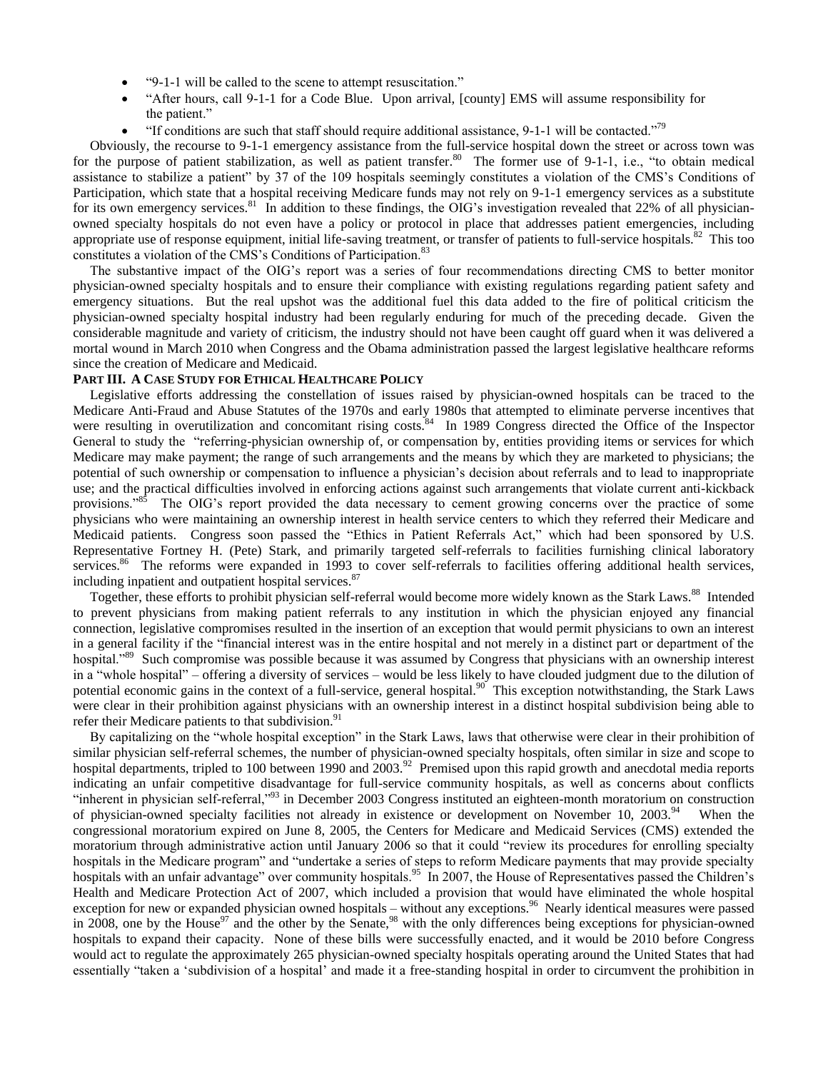- "9-1-1 will be called to the scene to attempt resuscitation."
- "After hours, call 9-1-1 for a Code Blue. Upon arrival, [county] EMS will assume responsibility for the patient."
- "If conditions are such that staff should require additional assistance, 9-1-1 will be contacted."[79]

Obviously, the recourse to 9-1-1 emergency assistance from the full-service hospital down the street or across town was for the purpose of patient stabilization, as well as patient transfer.[80] The former use of 9-1-1, i.e., "to obtain medical assistance to stabilize a patient" by 37 of the 109 hospitals seemingly constitutes a violation of the CMS's Conditions of Participation, which state that a hospital receiving Medicare funds may not rely on 9-1-1 emergency services as a substitute for its own emergency services.[81] In addition to these findings, the OIG's investigation revealed that 22% of all physician-owned specialty hospitals do not even have a policy or protocol in place that addresses patient emergencies, including appropriate use of response equipment, initial life-saving treatment, or transfer of patients to full-service hospitals.[82] This too constitutes a violation of the CMS's Conditions of Participation.[83]

The substantive impact of the OIG's report was a series of four recommendations directing CMS to better monitor physician-owned specialty hospitals and to ensure their compliance with existing regulations regarding patient safety and emergency situations. But the real upshot was the additional fuel this data added to the fire of political criticism the physician-owned specialty hospital industry had been regularly enduring for much of the preceding decade. Given the considerable magnitude and variety of criticism, the industry should not have been caught off guard when it was delivered a mortal wound in March 2010 when Congress and the Obama administration passed the largest legislative healthcare reforms since the creation of Medicare and Medicaid.

**PART III. A CASE STUDY FOR ETHICAL HEALTHCARE POLICY**

Legislative efforts addressing the constellation of issues raised by physician-owned hospitals can be traced to the Medicare Anti-Fraud and Abuse Statutes of the 1970s and early 1980s that attempted to eliminate perverse incentives that were resulting in overutilization and concomitant rising costs.[84] In 1989 Congress directed the Office of the Inspector General to study the "referring-physician ownership of, or compensation by, entities providing items or services for which Medicare may make payment; the range of such arrangements and the means by which they are marketed to physicians; the potential of such ownership or compensation to influence a physician's decision about referrals and to lead to inappropriate use; and the practical difficulties involved in enforcing actions against such arrangements that violate current anti-kickback provisions."[85] The OIG's report provided the data necessary to cement growing concerns over the practice of some physicians who were maintaining an ownership interest in health service centers to which they referred their Medicare and Medicaid patients. Congress soon passed the "Ethics in Patient Referrals Act," which had been sponsored by U.S. Representative Fortney H. (Pete) Stark, and primarily targeted self-referrals to facilities furnishing clinical laboratory services.[86] The reforms were expanded in 1993 to cover self-referrals to facilities offering additional health services, including inpatient and outpatient hospital services.[87]

Together, these efforts to prohibit physician self-referral would become more widely known as the Stark Laws.[88] Intended to prevent physicians from making patient referrals to any institution in which the physician enjoyed any financial connection, legislative compromises resulted in the insertion of an exception that would permit physicians to own an interest in a general facility if the "financial interest was in the entire hospital and not merely in a distinct part or department of the hospital."[89] Such compromise was possible because it was assumed by Congress that physicians with an ownership interest in a "whole hospital" – offering a diversity of services – would be less likely to have clouded judgment due to the dilution of potential economic gains in the context of a full-service, general hospital.[90] This exception notwithstanding, the Stark Laws were clear in their prohibition against physicians with an ownership interest in a distinct hospital subdivision being able to refer their Medicare patients to that subdivision.[91]

By capitalizing on the "whole hospital exception" in the Stark Laws, laws that otherwise were clear in their prohibition of similar physician self-referral schemes, the number of physician-owned specialty hospitals, often similar in size and scope to hospital departments, tripled to 100 between 1990 and 2003.[92] Premised upon this rapid growth and anecdotal media reports indicating an unfair competitive disadvantage for full-service community hospitals, as well as concerns about conflicts "inherent in physician self-referral,"[93] in December 2003 Congress instituted an eighteen-month moratorium on construction of physician-owned specialty facilities not already in existence or development on November 10, 2003.[94] When the congressional moratorium expired on June 8, 2005, the Centers for Medicare and Medicaid Services (CMS) extended the moratorium through administrative action until January 2006 so that it could "review its procedures for enrolling specialty hospitals in the Medicare program" and "undertake a series of steps to reform Medicare payments that may provide specialty hospitals with an unfair advantage" over community hospitals.[95] In 2007, the House of Representatives passed the Children's Health and Medicare Protection Act of 2007, which included a provision that would have eliminated the whole hospital exception for new or expanded physician owned hospitals – without any exceptions.[96] Nearly identical measures were passed in 2008, one by the House[97] and the other by the Senate,[98] with the only differences being exceptions for physician-owned hospitals to expand their capacity. None of these bills were successfully enacted, and it would be 2010 before Congress would act to regulate the approximately 265 physician-owned specialty hospitals operating around the United States that had essentially "taken a 'subdivision of a hospital' and made it a free-standing hospital in order to circumvent the prohibition in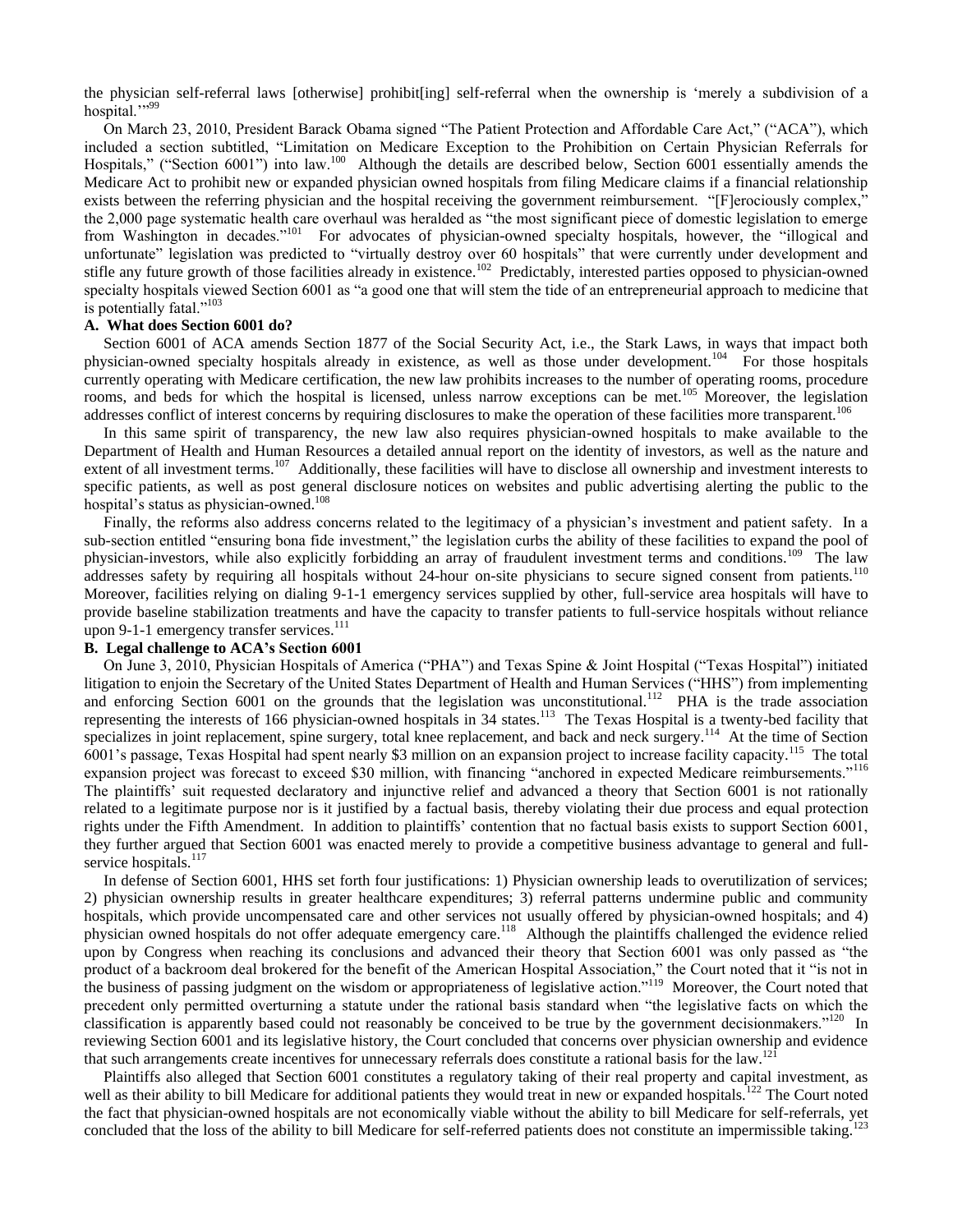the physician self-referral laws [otherwise] prohibit[ing] self-referral when the ownership is 'merely a subdivision of a hospital.'"[99]

On March 23, 2010, President Barack Obama signed "The Patient Protection and Affordable Care Act," ("ACA"), which included a section subtitled, "Limitation on Medicare Exception to the Prohibition on Certain Physician Referrals for Hospitals," ("Section 6001") into law.[100] Although the details are described below, Section 6001 essentially amends the Medicare Act to prohibit new or expanded physician owned hospitals from filing Medicare claims if a financial relationship exists between the referring physician and the hospital receiving the government reimbursement. "[F]erociously complex," the 2,000 page systematic health care overhaul was heralded as "the most significant piece of domestic legislation to emerge from Washington in decades."[101] For advocates of physician-owned specialty hospitals, however, the "illogical and unfortunate" legislation was predicted to "virtually destroy over 60 hospitals" that were currently under development and stifle any future growth of those facilities already in existence.[102] Predictably, interested parties opposed to physician-owned specialty hospitals viewed Section 6001 as "a good one that will stem the tide of an entrepreneurial approach to medicine that is potentially fatal."[103]

### A. What does Section 6001 do?

Section 6001 of ACA amends Section 1877 of the Social Security Act, i.e., the Stark Laws, in ways that impact both physician-owned specialty hospitals already in existence, as well as those under development.[104] For those hospitals currently operating with Medicare certification, the new law prohibits increases to the number of operating rooms, procedure rooms, and beds for which the hospital is licensed, unless narrow exceptions can be met.[105] Moreover, the legislation addresses conflict of interest concerns by requiring disclosures to make the operation of these facilities more transparent.[106]

In this same spirit of transparency, the new law also requires physician-owned hospitals to make available to the Department of Health and Human Resources a detailed annual report on the identity of investors, as well as the nature and extent of all investment terms.[107] Additionally, these facilities will have to disclose all ownership and investment interests to specific patients, as well as post general disclosure notices on websites and public advertising alerting the public to the hospital's status as physician-owned.[108]

Finally, the reforms also address concerns related to the legitimacy of a physician's investment and patient safety. In a sub-section entitled "ensuring bona fide investment," the legislation curbs the ability of these facilities to expand the pool of physician-investors, while also explicitly forbidding an array of fraudulent investment terms and conditions.[109] The law addresses safety by requiring all hospitals without 24-hour on-site physicians to secure signed consent from patients.[110] Moreover, facilities relying on dialing 9-1-1 emergency services supplied by other, full-service area hospitals will have to provide baseline stabilization treatments and have the capacity to transfer patients to full-service hospitals without reliance upon 9-1-1 emergency transfer services.[111]

### B. Legal challenge to ACA's Section 6001

On June 3, 2010, Physician Hospitals of America ("PHA") and Texas Spine & Joint Hospital ("Texas Hospital") initiated litigation to enjoin the Secretary of the United States Department of Health and Human Services ("HHS") from implementing and enforcing Section 6001 on the grounds that the legislation was unconstitutional.[112] PHA is the trade association representing the interests of 166 physician-owned hospitals in 34 states.[113] The Texas Hospital is a twenty-bed facility that specializes in joint replacement, spine surgery, total knee replacement, and back and neck surgery.[114] At the time of Section 6001's passage, Texas Hospital had spent nearly $3 million on an expansion project to increase facility capacity.[115] The total expansion project was forecast to exceed $30 million, with financing "anchored in expected Medicare reimbursements."[116] The plaintiffs' suit requested declaratory and injunctive relief and advanced a theory that Section 6001 is not rationally related to a legitimate purpose nor is it justified by a factual basis, thereby violating their due process and equal protection rights under the Fifth Amendment. In addition to plaintiffs' contention that no factual basis exists to support Section 6001, they further argued that Section 6001 was enacted merely to provide a competitive business advantage to general and full-service hospitals.[117]

In defense of Section 6001, HHS set forth four justifications: 1) Physician ownership leads to overutilization of services; 2) physician ownership results in greater healthcare expenditures; 3) referral patterns undermine public and community hospitals, which provide uncompensated care and other services not usually offered by physician-owned hospitals; and 4) physician owned hospitals do not offer adequate emergency care.[118] Although the plaintiffs challenged the evidence relied upon by Congress when reaching its conclusions and advanced their theory that Section 6001 was only passed as "the product of a backroom deal brokered for the benefit of the American Hospital Association," the Court noted that it "is not in the business of passing judgment on the wisdom or appropriateness of legislative action."[119] Moreover, the Court noted that precedent only permitted overturning a statute under the rational basis standard when "the legislative facts on which the classification is apparently based could not reasonably be conceived to be true by the government decisionmakers."[120] In reviewing Section 6001 and its legislative history, the Court concluded that concerns over physician ownership and evidence that such arrangements create incentives for unnecessary referrals does constitute a rational basis for the law.[121]

Plaintiffs also alleged that Section 6001 constitutes a regulatory taking of their real property and capital investment, as well as their ability to bill Medicare for additional patients they would treat in new or expanded hospitals.[122] The Court noted the fact that physician-owned hospitals are not economically viable without the ability to bill Medicare for self-referrals, yet concluded that the loss of the ability to bill Medicare for self-referred patients does not constitute an impermissible taking.[123]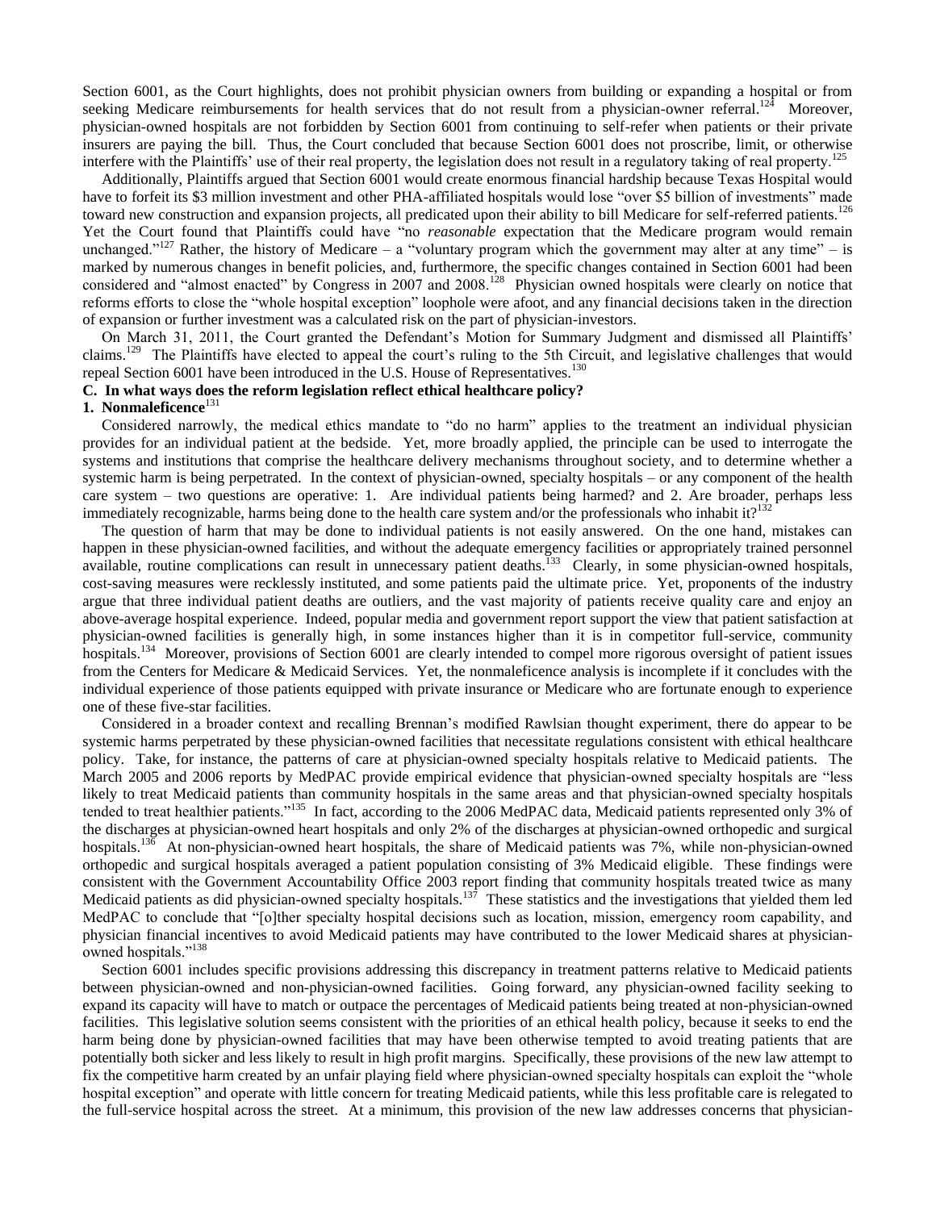Section 6001, as the Court highlights, does not prohibit physician owners from building or expanding a hospital or from seeking Medicare reimbursements for health services that do not result from a physician-owner referral.[124] Moreover, physician-owned hospitals are not forbidden by Section 6001 from continuing to self-refer when patients or their private insurers are paying the bill. Thus, the Court concluded that because Section 6001 does not proscribe, limit, or otherwise interfere with the Plaintiffs' use of their real property, the legislation does not result in a regulatory taking of real property.[125]

Additionally, Plaintiffs argued that Section 6001 would create enormous financial hardship because Texas Hospital would have to forfeit its $3 million investment and other PHA-affiliated hospitals would lose "over $5 billion of investments" made toward new construction and expansion projects, all predicated upon their ability to bill Medicare for self-referred patients.[126] Yet the Court found that Plaintiffs could have "no *reasonable* expectation that the Medicare program would remain unchanged."[127] Rather, the history of Medicare – a "voluntary program which the government may alter at any time" – is marked by numerous changes in benefit policies, and, furthermore, the specific changes contained in Section 6001 had been considered and "almost enacted" by Congress in 2007 and 2008.[128] Physician owned hospitals were clearly on notice that reforms efforts to close the "whole hospital exception" loophole were afoot, and any financial decisions taken in the direction of expansion or further investment was a calculated risk on the part of physician-investors.

On March 31, 2011, the Court granted the Defendant's Motion for Summary Judgment and dismissed all Plaintiffs' claims.[129] The Plaintiffs have elected to appeal the court's ruling to the 5th Circuit, and legislative challenges that would repeal Section 6001 have been introduced in the U.S. House of Representatives.[130]

### C. In what ways does the reform legislation reflect ethical healthcare policy?

#### 1. Nonmaleficence[131]

Considered narrowly, the medical ethics mandate to "do no harm" applies to the treatment an individual physician provides for an individual patient at the bedside. Yet, more broadly applied, the principle can be used to interrogate the systems and institutions that comprise the healthcare delivery mechanisms throughout society, and to determine whether a systemic harm is being perpetrated. In the context of physician-owned, specialty hospitals – or any component of the health care system – two questions are operative: 1. Are individual patients being harmed? and 2. Are broader, perhaps less immediately recognizable, harms being done to the health care system and/or the professionals who inhabit it?[132]

The question of harm that may be done to individual patients is not easily answered. On the one hand, mistakes can happen in these physician-owned facilities, and without the adequate emergency facilities or appropriately trained personnel available, routine complications can result in unnecessary patient deaths.[133] Clearly, in some physician-owned hospitals, cost-saving measures were recklessly instituted, and some patients paid the ultimate price. Yet, proponents of the industry argue that three individual patient deaths are outliers, and the vast majority of patients receive quality care and enjoy an above-average hospital experience. Indeed, popular media and government report support the view that patient satisfaction at physician-owned facilities is generally high, in some instances higher than it is in competitor full-service, community hospitals.[134] Moreover, provisions of Section 6001 are clearly intended to compel more rigorous oversight of patient issues from the Centers for Medicare & Medicaid Services. Yet, the nonmaleficence analysis is incomplete if it concludes with the individual experience of those patients equipped with private insurance or Medicare who are fortunate enough to experience one of these five-star facilities.

Considered in a broader context and recalling Brennan's modified Rawlsian thought experiment, there do appear to be systemic harms perpetrated by these physician-owned facilities that necessitate regulations consistent with ethical healthcare policy. Take, for instance, the patterns of care at physician-owned specialty hospitals relative to Medicaid patients. The March 2005 and 2006 reports by MedPAC provide empirical evidence that physician-owned specialty hospitals are "less likely to treat Medicaid patients than community hospitals in the same areas and that physician-owned specialty hospitals tended to treat healthier patients."[135] In fact, according to the 2006 MedPAC data, Medicaid patients represented only 3% of the discharges at physician-owned heart hospitals and only 2% of the discharges at physician-owned orthopedic and surgical hospitals.[136] At non-physician-owned heart hospitals, the share of Medicaid patients was 7%, while non-physician-owned orthopedic and surgical hospitals averaged a patient population consisting of 3% Medicaid eligible. These findings were consistent with the Government Accountability Office 2003 report finding that community hospitals treated twice as many Medicaid patients as did physician-owned specialty hospitals.[137] These statistics and the investigations that yielded them led MedPAC to conclude that "[o]ther specialty hospital decisions such as location, mission, emergency room capability, and physician financial incentives to avoid Medicaid patients may have contributed to the lower Medicaid shares at physician-owned hospitals."[138]

Section 6001 includes specific provisions addressing this discrepancy in treatment patterns relative to Medicaid patients between physician-owned and non-physician-owned facilities. Going forward, any physician-owned facility seeking to expand its capacity will have to match or outpace the percentages of Medicaid patients being treated at non-physician-owned facilities. This legislative solution seems consistent with the priorities of an ethical health policy, because it seeks to end the harm being done by physician-owned facilities that may have been otherwise tempted to avoid treating patients that are potentially both sicker and less likely to result in high profit margins. Specifically, these provisions of the new law attempt to fix the competitive harm created by an unfair playing field where physician-owned specialty hospitals can exploit the "whole hospital exception" and operate with little concern for treating Medicaid patients, while this less profitable care is relegated to the full-service hospital across the street. At a minimum, this provision of the new law addresses concerns that physician-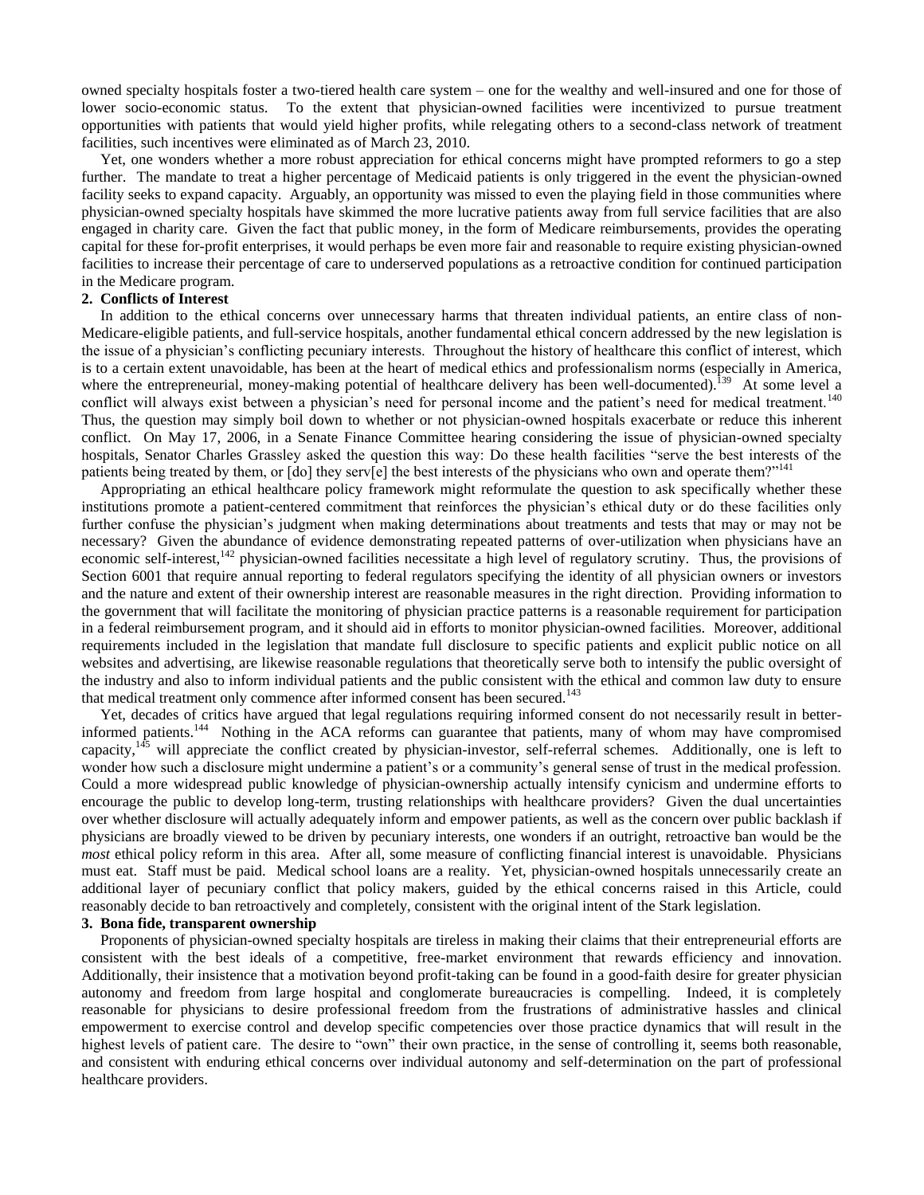owned specialty hospitals foster a two-tiered health care system – one for the wealthy and well-insured and one for those of lower socio-economic status. To the extent that physician-owned facilities were incentivized to pursue treatment opportunities with patients that would yield higher profits, while relegating others to a second-class network of treatment facilities, such incentives were eliminated as of March 23, 2010.

Yet, one wonders whether a more robust appreciation for ethical concerns might have prompted reformers to go a step further. The mandate to treat a higher percentage of Medicaid patients is only triggered in the event the physician-owned facility seeks to expand capacity. Arguably, an opportunity was missed to even the playing field in those communities where physician-owned specialty hospitals have skimmed the more lucrative patients away from full service facilities that are also engaged in charity care. Given the fact that public money, in the form of Medicare reimbursements, provides the operating capital for these for-profit enterprises, it would perhaps be even more fair and reasonable to require existing physician-owned facilities to increase their percentage of care to underserved populations as a retroactive condition for continued participation in the Medicare program.

**2. Conflicts of Interest**

In addition to the ethical concerns over unnecessary harms that threaten individual patients, an entire class of non-Medicare-eligible patients, and full-service hospitals, another fundamental ethical concern addressed by the new legislation is the issue of a physician's conflicting pecuniary interests. Throughout the history of healthcare this conflict of interest, which is to a certain extent unavoidable, has been at the heart of medical ethics and professionalism norms (especially in America, where the entrepreneurial, money-making potential of healthcare delivery has been well-documented).[139] At some level a conflict will always exist between a physician's need for personal income and the patient's need for medical treatment.[140] Thus, the question may simply boil down to whether or not physician-owned hospitals exacerbate or reduce this inherent conflict. On May 17, 2006, in a Senate Finance Committee hearing considering the issue of physician-owned specialty hospitals, Senator Charles Grassley asked the question this way: Do these health facilities "serve the best interests of the patients being treated by them, or [do] they serv[e] the best interests of the physicians who own and operate them?"[141]

Appropriating an ethical healthcare policy framework might reformulate the question to ask specifically whether these institutions promote a patient-centered commitment that reinforces the physician's ethical duty or do these facilities only further confuse the physician's judgment when making determinations about treatments and tests that may or may not be necessary? Given the abundance of evidence demonstrating repeated patterns of over-utilization when physicians have an economic self-interest,[142] physician-owned facilities necessitate a high level of regulatory scrutiny. Thus, the provisions of Section 6001 that require annual reporting to federal regulators specifying the identity of all physician owners or investors and the nature and extent of their ownership interest are reasonable measures in the right direction. Providing information to the government that will facilitate the monitoring of physician practice patterns is a reasonable requirement for participation in a federal reimbursement program, and it should aid in efforts to monitor physician-owned facilities. Moreover, additional requirements included in the legislation that mandate full disclosure to specific patients and explicit public notice on all websites and advertising, are likewise reasonable regulations that theoretically serve both to intensify the public oversight of the industry and also to inform individual patients and the public consistent with the ethical and common law duty to ensure that medical treatment only commence after informed consent has been secured.[143]

Yet, decades of critics have argued that legal regulations requiring informed consent do not necessarily result in better-informed patients.[144] Nothing in the ACA reforms can guarantee that patients, many of whom may have compromised capacity,[145] will appreciate the conflict created by physician-investor, self-referral schemes. Additionally, one is left to wonder how such a disclosure might undermine a patient's or a community's general sense of trust in the medical profession. Could a more widespread public knowledge of physician-ownership actually intensify cynicism and undermine efforts to encourage the public to develop long-term, trusting relationships with healthcare providers? Given the dual uncertainties over whether disclosure will actually adequately inform and empower patients, as well as the concern over public backlash if physicians are broadly viewed to be driven by pecuniary interests, one wonders if an outright, retroactive ban would be the *most* ethical policy reform in this area. After all, some measure of conflicting financial interest is unavoidable. Physicians must eat. Staff must be paid. Medical school loans are a reality. Yet, physician-owned hospitals unnecessarily create an additional layer of pecuniary conflict that policy makers, guided by the ethical concerns raised in this Article, could reasonably decide to ban retroactively and completely, consistent with the original intent of the Stark legislation.

**3. Bona fide, transparent ownership**

Proponents of physician-owned specialty hospitals are tireless in making their claims that their entrepreneurial efforts are consistent with the best ideals of a competitive, free-market environment that rewards efficiency and innovation. Additionally, their insistence that a motivation beyond profit-taking can be found in a good-faith desire for greater physician autonomy and freedom from large hospital and conglomerate bureaucracies is compelling. Indeed, it is completely reasonable for physicians to desire professional freedom from the frustrations of administrative hassles and clinical empowerment to exercise control and develop specific competencies over those practice dynamics that will result in the highest levels of patient care. The desire to "own" their own practice, in the sense of controlling it, seems both reasonable, and consistent with enduring ethical concerns over individual autonomy and self-determination on the part of professional healthcare providers.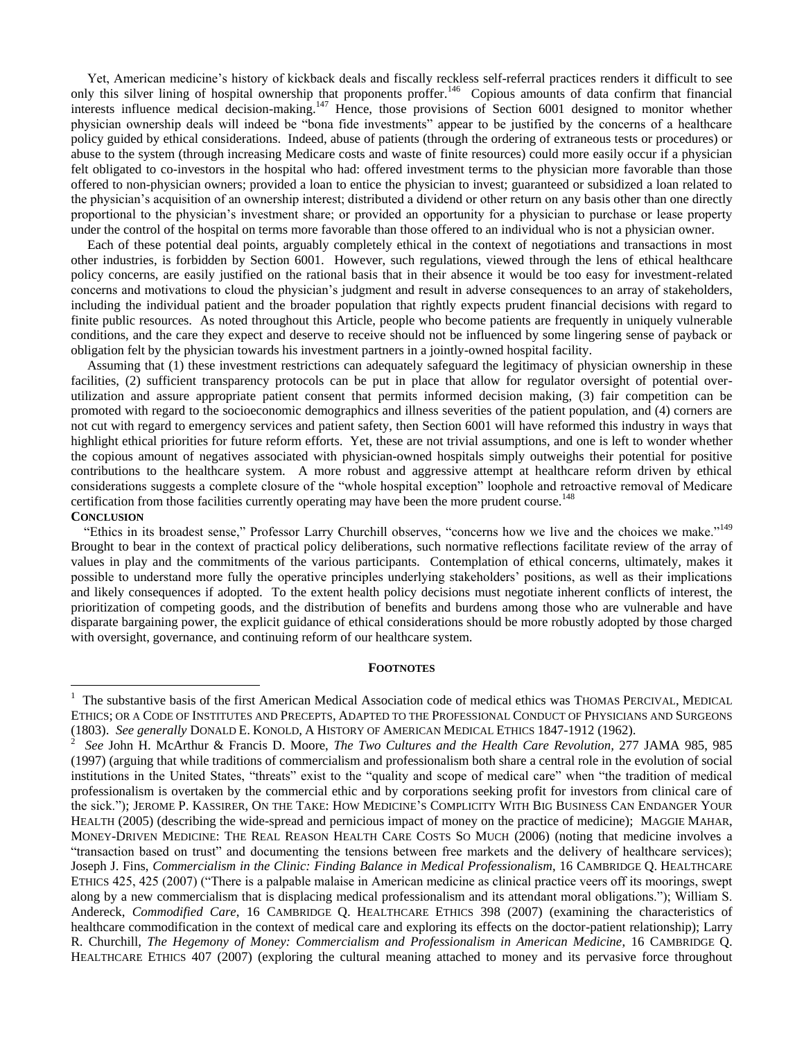Yet, American medicine's history of kickback deals and fiscally reckless self-referral practices renders it difficult to see only this silver lining of hospital ownership that proponents proffer.[146] Copious amounts of data confirm that financial interests influence medical decision-making.[147] Hence, those provisions of Section 6001 designed to monitor whether physician ownership deals will indeed be "bona fide investments" appear to be justified by the concerns of a healthcare policy guided by ethical considerations. Indeed, abuse of patients (through the ordering of extraneous tests or procedures) or abuse to the system (through increasing Medicare costs and waste of finite resources) could more easily occur if a physician felt obligated to co-investors in the hospital who had: offered investment terms to the physician more favorable than those offered to non-physician owners; provided a loan to entice the physician to invest; guaranteed or subsidized a loan related to the physician's acquisition of an ownership interest; distributed a dividend or other return on any basis other than one directly proportional to the physician's investment share; or provided an opportunity for a physician to purchase or lease property under the control of the hospital on terms more favorable than those offered to an individual who is not a physician owner.

Each of these potential deal points, arguably completely ethical in the context of negotiations and transactions in most other industries, is forbidden by Section 6001. However, such regulations, viewed through the lens of ethical healthcare policy concerns, are easily justified on the rational basis that in their absence it would be too easy for investment-related concerns and motivations to cloud the physician's judgment and result in adverse consequences to an array of stakeholders, including the individual patient and the broader population that rightly expects prudent financial decisions with regard to finite public resources. As noted throughout this Article, people who become patients are frequently in uniquely vulnerable conditions, and the care they expect and deserve to receive should not be influenced by some lingering sense of payback or obligation felt by the physician towards his investment partners in a jointly-owned hospital facility.

Assuming that (1) these investment restrictions can adequately safeguard the legitimacy of physician ownership in these facilities, (2) sufficient transparency protocols can be put in place that allow for regulator oversight of potential over-utilization and assure appropriate patient consent that permits informed decision making, (3) fair competition can be promoted with regard to the socioeconomic demographics and illness severities of the patient population, and (4) corners are not cut with regard to emergency services and patient safety, then Section 6001 will have reformed this industry in ways that highlight ethical priorities for future reform efforts. Yet, these are not trivial assumptions, and one is left to wonder whether the copious amount of negatives associated with physician-owned hospitals simply outweighs their potential for positive contributions to the healthcare system. A more robust and aggressive attempt at healthcare reform driven by ethical considerations suggests a complete closure of the "whole hospital exception" loophole and retroactive removal of Medicare certification from those facilities currently operating may have been the more prudent course.[148]

## CONCLUSION

"Ethics in its broadest sense," Professor Larry Churchill observes, "concerns how we live and the choices we make."[149] Brought to bear in the context of practical policy deliberations, such normative reflections facilitate review of the array of values in play and the commitments of the various participants. Contemplation of ethical concerns, ultimately, makes it possible to understand more fully the operative principles underlying stakeholders' positions, as well as their implications and likely consequences if adopted. To the extent health policy decisions must negotiate inherent conflicts of interest, the prioritization of competing goods, and the distribution of benefits and burdens among those who are vulnerable and have disparate bargaining power, the explicit guidance of ethical considerations should be more robustly adopted by those charged with oversight, governance, and continuing reform of our healthcare system.

## FOOTNOTES

[1] The substantive basis of the first American Medical Association code of medical ethics was THOMAS PERCIVAL, MEDICAL ETHICS; OR A CODE OF INSTITUTES AND PRECEPTS, ADAPTED TO THE PROFESSIONAL CONDUCT OF PHYSICIANS AND SURGEONS (1803). *See generally* DONALD E. KONOLD, A HISTORY OF AMERICAN MEDICAL ETHICS 1847-1912 (1962).

[2] *See* John H. McArthur & Francis D. Moore, *The Two Cultures and the Health Care Revolution*, 277 JAMA 985, 985 (1997) (arguing that while traditions of commercialism and professionalism both share a central role in the evolution of social institutions in the United States, "threats" exist to the "quality and scope of medical care" when "the tradition of medical professionalism is overtaken by the commercial ethic and by corporations seeking profit for investors from clinical care of the sick."); JEROME P. KASSIRER, ON THE TAKE: HOW MEDICINE'S COMPLICITY WITH BIG BUSINESS CAN ENDANGER YOUR HEALTH (2005) (describing the wide-spread and pernicious impact of money on the practice of medicine); MAGGIE MAHAR, MONEY-DRIVEN MEDICINE: THE REAL REASON HEALTH CARE COSTS SO MUCH (2006) (noting that medicine involves a "transaction based on trust" and documenting the tensions between free markets and the delivery of healthcare services); Joseph J. Fins, *Commercialism in the Clinic: Finding Balance in Medical Professionalism*, 16 CAMBRIDGE Q. HEALTHCARE ETHICS 425, 425 (2007) ("There is a palpable malaise in American medicine as clinical practice veers off its moorings, swept along by a new commercialism that is displacing medical professionalism and its attendant moral obligations."); William S. Andereck, *Commodified Care*, 16 CAMBRIDGE Q. HEALTHCARE ETHICS 398 (2007) (examining the characteristics of healthcare commodification in the context of medical care and exploring its effects on the doctor-patient relationship); Larry R. Churchill, *The Hegemony of Money: Commercialism and Professionalism in American Medicine*, 16 CAMBRIDGE Q. HEALTHCARE ETHICS 407 (2007) (exploring the cultural meaning attached to money and its pervasive force throughout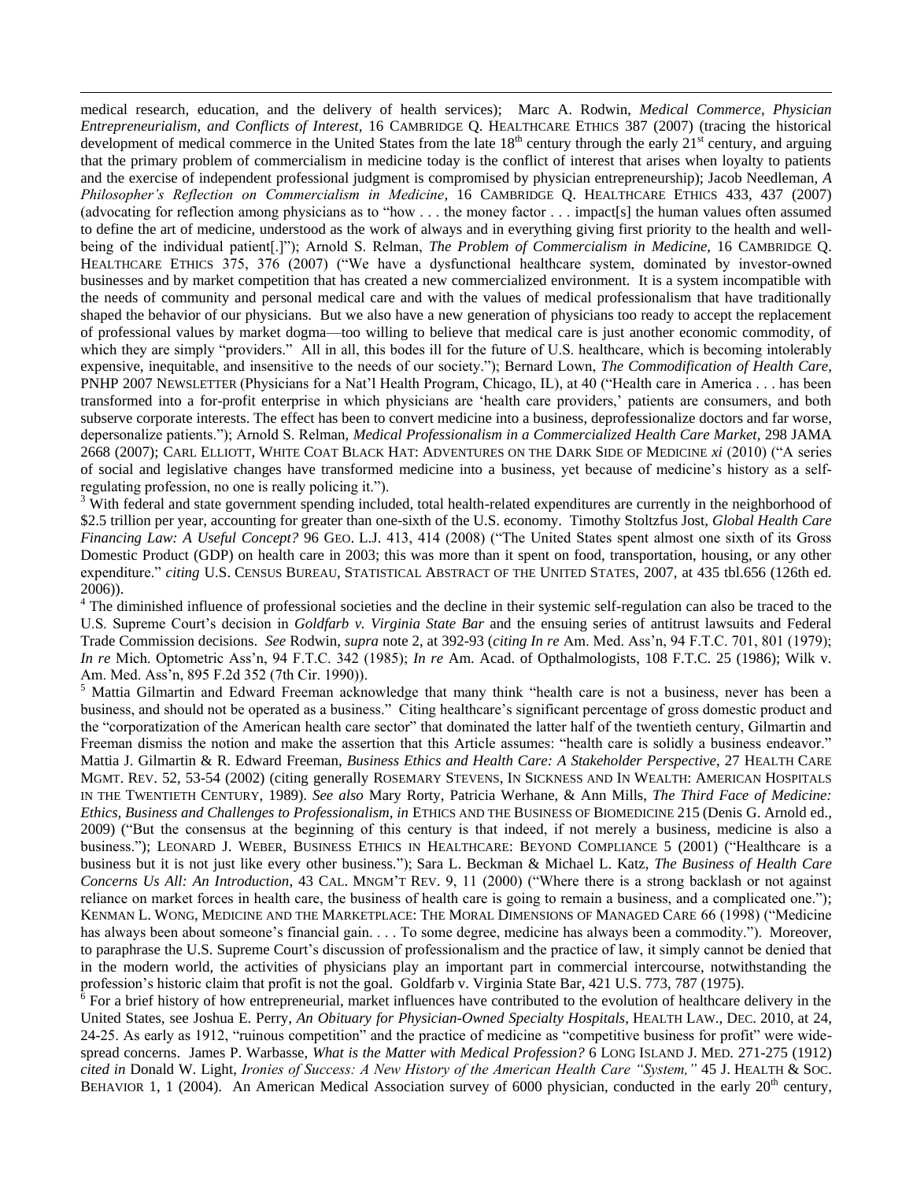medical research, education, and the delivery of health services); Marc A. Rodwin, *Medical Commerce, Physician Entrepreneurialism, and Conflicts of Interest*, 16 CAMBRIDGE Q. HEALTHCARE ETHICS 387 (2007) (tracing the historical development of medical commerce in the United States from the late 18th century through the early 21st century, and arguing that the primary problem of commercialism in medicine today is the conflict of interest that arises when loyalty to patients and the exercise of independent professional judgment is compromised by physician entrepreneurship); Jacob Needleman, *A Philosopher's Reflection on Commercialism in Medicine*, 16 CAMBRIDGE Q. HEALTHCARE ETHICS 433, 437 (2007) (advocating for reflection among physicians as to "how . . . the money factor . . . impact[s] the human values often assumed to define the art of medicine, understood as the work of always and in everything giving first priority to the health and well-being of the individual patient[.]"); Arnold S. Relman, *The Problem of Commercialism in Medicine*, 16 CAMBRIDGE Q. HEALTHCARE ETHICS 375, 376 (2007) ("We have a dysfunctional healthcare system, dominated by investor-owned businesses and by market competition that has created a new commercialized environment. It is a system incompatible with the needs of community and personal medical care and with the values of medical professionalism that have traditionally shaped the behavior of our physicians. But we also have a new generation of physicians too ready to accept the replacement of professional values by market dogma—too willing to believe that medical care is just another economic commodity, of which they are simply "providers." All in all, this bodes ill for the future of U.S. healthcare, which is becoming intolerably expensive, inequitable, and insensitive to the needs of our society."); Bernard Lown, *The Commodification of Health Care*, PNHP 2007 NEWSLETTER (Physicians for a Nat'l Health Program, Chicago, IL), at 40 ("Health care in America . . . has been transformed into a for-profit enterprise in which physicians are 'health care providers,' patients are consumers, and both subserve corporate interests. The effect has been to convert medicine into a business, deprofessionalize doctors and far worse, depersonalize patients."); Arnold S. Relman, *Medical Professionalism in a Commercialized Health Care Market*, 298 JAMA 2668 (2007); CARL ELLIOTT, WHITE COAT BLACK HAT: ADVENTURES ON THE DARK SIDE OF MEDICINE *xi* (2010) ("A series of social and legislative changes have transformed medicine into a business, yet because of medicine's history as a self-regulating profession, no one is really policing it.").

[3] With federal and state government spending included, total health-related expenditures are currently in the neighborhood of $2.5 trillion per year, accounting for greater than one-sixth of the U.S. economy. Timothy Stoltzfus Jost, *Global Health Care Financing Law: A Useful Concept?* 96 GEO. L.J. 413, 414 (2008) ("The United States spent almost one sixth of its Gross Domestic Product (GDP) on health care in 2003; this was more than it spent on food, transportation, housing, or any other expenditure." *citing* U.S. CENSUS BUREAU, STATISTICAL ABSTRACT OF THE UNITED STATES, 2007, at 435 tbl.656 (126th ed. 2006)).

[4] The diminished influence of professional societies and the decline in their systemic self-regulation can also be traced to the U.S. Supreme Court's decision in *Goldfarb v. Virginia State Bar* and the ensuing series of antitrust lawsuits and Federal Trade Commission decisions. *See* Rodwin, *supra* note 2, at 392-93 (*citing In re* Am. Med. Ass'n, 94 F.T.C. 701, 801 (1979); *In re* Mich. Optometric Ass'n, 94 F.T.C. 342 (1985); *In re* Am. Acad. of Opthalmologists, 108 F.T.C. 25 (1986); Wilk v. Am. Med. Ass'n, 895 F.2d 352 (7th Cir. 1990)).

[5] Mattia Gilmartin and Edward Freeman acknowledge that many think "health care is not a business, never has been a business, and should not be operated as a business." Citing healthcare's significant percentage of gross domestic product and the "corporatization of the American health care sector" that dominated the latter half of the twentieth century, Gilmartin and Freeman dismiss the notion and make the assertion that this Article assumes: "health care is solidly a business endeavor." Mattia J. Gilmartin & R. Edward Freeman, *Business Ethics and Health Care: A Stakeholder Perspective*, 27 HEALTH CARE MGMT. REV. 52, 53-54 (2002) (citing generally ROSEMARY STEVENS, IN SICKNESS AND IN WEALTH: AMERICAN HOSPITALS IN THE TWENTIETH CENTURY, 1989). *See also* Mary Rorty, Patricia Werhane, & Ann Mills, *The Third Face of Medicine: Ethics, Business and Challenges to Professionalism*, *in* ETHICS AND THE BUSINESS OF BIOMEDICINE 215 (Denis G. Arnold ed., 2009) ("But the consensus at the beginning of this century is that indeed, if not merely a business, medicine is also a business."); LEONARD J. WEBER, BUSINESS ETHICS IN HEALTHCARE: BEYOND COMPLIANCE 5 (2001) ("Healthcare is a business but it is not just like every other business."); Sara L. Beckman & Michael L. Katz, *The Business of Health Care Concerns Us All: An Introduction*, 43 CAL. MNGM'T REV. 9, 11 (2000) ("Where there is a strong backlash or not against reliance on market forces in health care, the business of health care is going to remain a business, and a complicated one."); KENMAN L. WONG, MEDICINE AND THE MARKETPLACE: THE MORAL DIMENSIONS OF MANAGED CARE 66 (1998) ("Medicine has always been about someone's financial gain. . . . To some degree, medicine has always been a commodity."). Moreover, to paraphrase the U.S. Supreme Court's discussion of professionalism and the practice of law, it simply cannot be denied that in the modern world, the activities of physicians play an important part in commercial intercourse, notwithstanding the profession's historic claim that profit is not the goal. Goldfarb v. Virginia State Bar, 421 U.S. 773, 787 (1975).

[6] For a brief history of how entrepreneurial, market influences have contributed to the evolution of healthcare delivery in the United States, see Joshua E. Perry, *An Obituary for Physician-Owned Specialty Hospitals*, HEALTH LAW., DEC. 2010, at 24, 24-25. As early as 1912, "ruinous competition" and the practice of medicine as "competitive business for profit" were wide-spread concerns. James P. Warbasse, *What is the Matter with Medical Profession?* 6 LONG ISLAND J. MED. 271-275 (1912) *cited in* Donald W. Light, *Ironies of Success: A New History of the American Health Care "System,"* 45 J. HEALTH & SOC. BEHAVIOR 1, 1 (2004). An American Medical Association survey of 6000 physician, conducted in the early 20th century,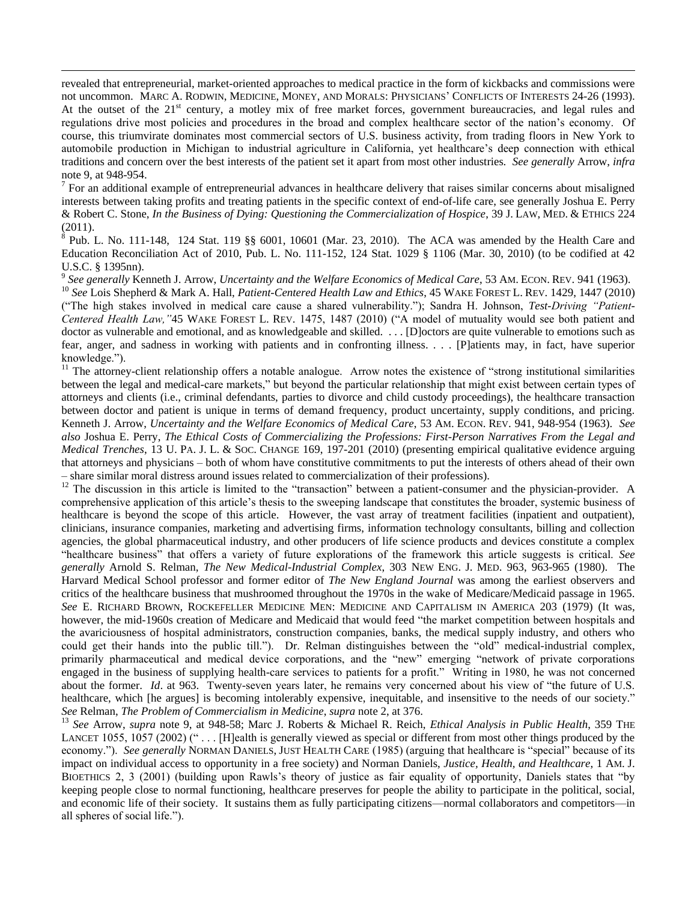revealed that entrepreneurial, market-oriented approaches to medical practice in the form of kickbacks and commissions were not uncommon. MARC A. RODWIN, MEDICINE, MONEY, AND MORALS: PHYSICIANS' CONFLICTS OF INTERESTS 24-26 (1993). At the outset of the 21st century, a motley mix of free market forces, government bureaucracies, and legal rules and regulations drive most policies and procedures in the broad and complex healthcare sector of the nation's economy. Of course, this triumvirate dominates most commercial sectors of U.S. business activity, from trading floors in New York to automobile production in Michigan to industrial agriculture in California, yet healthcare's deep connection with ethical traditions and concern over the best interests of the patient set it apart from most other industries. *See generally* Arrow, *infra* note 9, at 948-954.

[7] For an additional example of entrepreneurial advances in healthcare delivery that raises similar concerns about misaligned interests between taking profits and treating patients in the specific context of end-of-life care, see generally Joshua E. Perry & Robert C. Stone, *In the Business of Dying: Questioning the Commercialization of Hospice*, 39 J. LAW, MED. & ETHICS 224 (2011).

[8] Pub. L. No. 111-148, 124 Stat. 119 §§ 6001, 10601 (Mar. 23, 2010). The ACA was amended by the Health Care and Education Reconciliation Act of 2010, Pub. L. No. 111-152, 124 Stat. 1029 § 1106 (Mar. 30, 2010) (to be codified at 42 U.S.C. § 1395nn).

[9] *See generally* Kenneth J. Arrow, *Uncertainty and the Welfare Economics of Medical Care*, 53 AM. ECON. REV. 941 (1963).

[10] *See* Lois Shepherd & Mark A. Hall, *Patient-Centered Health Law and Ethics*, 45 WAKE FOREST L. REV. 1429, 1447 (2010) ("The high stakes involved in medical care cause a shared vulnerability."); Sandra H. Johnson, *Test-Driving "Patient-Centered Health Law,"* 45 WAKE FOREST L. REV. 1475, 1487 (2010) ("A model of mutuality would see both patient and doctor as vulnerable and emotional, and as knowledgeable and skilled. . . . [D]octors are quite vulnerable to emotions such as fear, anger, and sadness in working with patients and in confronting illness. . . . [P]atients may, in fact, have superior knowledge.").

[11] The attorney-client relationship offers a notable analogue. Arrow notes the existence of "strong institutional similarities between the legal and medical-care markets," but beyond the particular relationship that might exist between certain types of attorneys and clients (i.e., criminal defendants, parties to divorce and child custody proceedings), the healthcare transaction between doctor and patient is unique in terms of demand frequency, product uncertainty, supply conditions, and pricing. Kenneth J. Arrow, *Uncertainty and the Welfare Economics of Medical Care*, 53 AM. ECON. REV. 941, 948-954 (1963). *See also* Joshua E. Perry, *The Ethical Costs of Commercializing the Professions: First-Person Narratives From the Legal and Medical Trenches*, 13 U. PA. J. L. & SOC. CHANGE 169, 197-201 (2010) (presenting empirical qualitative evidence arguing that attorneys and physicians – both of whom have constitutive commitments to put the interests of others ahead of their own – share similar moral distress around issues related to commercialization of their professions).

[12] The discussion in this article is limited to the "transaction" between a patient-consumer and the physician-provider. A comprehensive application of this article's thesis to the sweeping landscape that constitutes the broader, systemic business of healthcare is beyond the scope of this article. However, the vast array of treatment facilities (inpatient and outpatient), clinicians, insurance companies, marketing and advertising firms, information technology consultants, billing and collection agencies, the global pharmaceutical industry, and other producers of life science products and devices constitute a complex "healthcare business" that offers a variety of future explorations of the framework this article suggests is critical. *See generally* Arnold S. Relman, *The New Medical-Industrial Complex*, 303 NEW ENG. J. MED. 963, 963-965 (1980). The Harvard Medical School professor and former editor of *The New England Journal* was among the earliest observers and critics of the healthcare business that mushroomed throughout the 1970s in the wake of Medicare/Medicaid passage in 1965. *See* E. RICHARD BROWN, ROCKEFELLER MEDICINE MEN: MEDICINE AND CAPITALISM IN AMERICA 203 (1979) (It was, however, the mid-1960s creation of Medicare and Medicaid that would feed "the market competition between hospitals and the avariciousness of hospital administrators, construction companies, banks, the medical supply industry, and others who could get their hands into the public till."). Dr. Relman distinguishes between the "old" medical-industrial complex, primarily pharmaceutical and medical device corporations, and the "new" emerging "network of private corporations engaged in the business of supplying health-care services to patients for a profit." Writing in 1980, he was not concerned about the former. *Id*. at 963. Twenty-seven years later, he remains very concerned about his view of "the future of U.S. healthcare, which [he argues] is becoming intolerably expensive, inequitable, and insensitive to the needs of our society." *See* Relman, *The Problem of Commercialism in Medicine*, *supra* note 2, at 376.

[13] *See* Arrow, *supra* note 9, at 948-58; Marc J. Roberts & Michael R. Reich, *Ethical Analysis in Public Health*, 359 THE LANCET 1055, 1057 (2002) (" . . . [H]ealth is generally viewed as special or different from most other things produced by the economy."). *See generally* NORMAN DANIELS, JUST HEALTH CARE (1985) (arguing that healthcare is "special" because of its impact on individual access to opportunity in a free society) and Norman Daniels, *Justice, Health, and Healthcare*, 1 AM. J. BIOETHICS 2, 3 (2001) (building upon Rawls's theory of justice as fair equality of opportunity, Daniels states that "by keeping people close to normal functioning, healthcare preserves for people the ability to participate in the political, social, and economic life of their society. It sustains them as fully participating citizens—normal collaborators and competitors—in all spheres of social life.").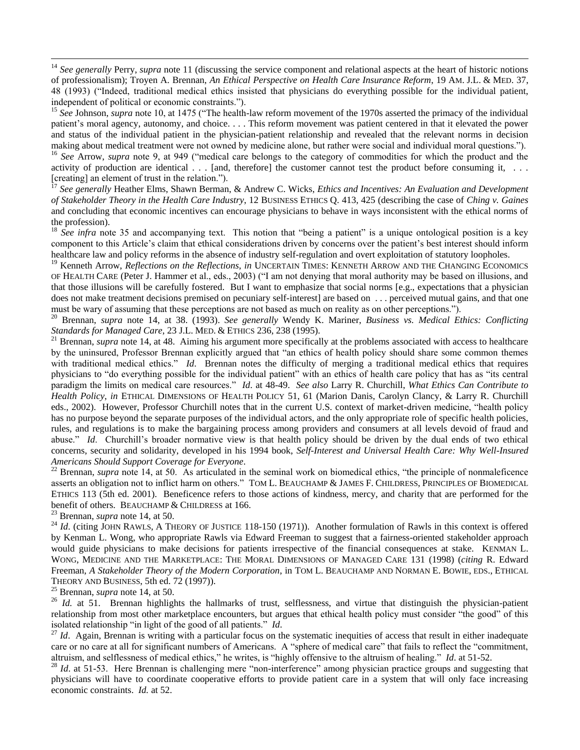[14] *See generally* Perry, *supra* note 11 (discussing the service component and relational aspects at the heart of historic notions of professionalism); Troyen A. Brennan, *An Ethical Perspective on Health Care Insurance Reform*, 19 AM. J.L. & MED. 37, 48 (1993) ("Indeed, traditional medical ethics insisted that physicians do everything possible for the individual patient, independent of political or economic constraints.").

[15] *See* Johnson, *supra* note 10, at 1475 ("The health-law reform movement of the 1970s asserted the primacy of the individual patient's moral agency, autonomy, and choice. . . . This reform movement was patient centered in that it elevated the power and status of the individual patient in the physician-patient relationship and revealed that the relevant norms in decision making about medical treatment were not owned by medicine alone, but rather were social and individual moral questions.").

[16] *See* Arrow, *supra* note 9, at 949 ("medical care belongs to the category of commodities for which the product and the activity of production are identical . . . [and, therefore] the customer cannot test the product before consuming it, . . . [creating] an element of trust in the relation.").

[17] *See generally* Heather Elms, Shawn Berman, & Andrew C. Wicks, *Ethics and Incentives: An Evaluation and Development of Stakeholder Theory in the Health Care Industry*, 12 BUSINESS ETHICS Q. 413, 425 (describing the case of *Ching v. Gaines* and concluding that economic incentives can encourage physicians to behave in ways inconsistent with the ethical norms of the profession).

[18] *See infra* note 35 and accompanying text. This notion that "being a patient" is a unique ontological position is a key component to this Article's claim that ethical considerations driven by concerns over the patient's best interest should inform healthcare law and policy reforms in the absence of industry self-regulation and overt exploitation of statutory loopholes.

[19] Kenneth Arrow, *Reflections on the Reflections*, *in* UNCERTAIN TIMES: KENNETH ARROW AND THE CHANGING ECONOMICS OF HEALTH CARE (Peter J. Hammer et al., eds., 2003) ("I am not denying that moral authority may be based on illusions, and that those illusions will be carefully fostered. But I want to emphasize that social norms [e.g., expectations that a physician does not make treatment decisions premised on pecuniary self-interest] are based on . . . perceived mutual gains, and that one must be wary of assuming that these perceptions are not based as much on reality as on other perceptions.").

[20] Brennan, *supra* note 14, at 38. (1993). *See generally* Wendy K. Mariner, *Business vs. Medical Ethics: Conflicting Standards for Managed Care*, 23 J.L. MED. & ETHICS 236, 238 (1995).

[21] Brennan, *supra* note 14, at 48. Aiming his argument more specifically at the problems associated with access to healthcare by the uninsured, Professor Brennan explicitly argued that "an ethics of health policy should share some common themes with traditional medical ethics." *Id*. Brennan notes the difficulty of merging a traditional medical ethics that requires physicians to "do everything possible for the individual patient" with an ethics of health care policy that has as "its central paradigm the limits on medical care resources." *Id*. at 48-49. *See also* Larry R. Churchill, *What Ethics Can Contribute to Health Policy*, *in* ETHICAL DIMENSIONS OF HEALTH POLICY 51, 61 (Marion Danis, Carolyn Clancy, & Larry R. Churchill eds., 2002). However, Professor Churchill notes that in the current U.S. context of market-driven medicine, "health policy has no purpose beyond the separate purposes of the individual actors, and the only appropriate role of specific health policies, rules, and regulations is to make the bargaining process among providers and consumers at all levels devoid of fraud and abuse." *Id*. Churchill's broader normative view is that health policy should be driven by the dual ends of two ethical concerns, security and solidarity, developed in his 1994 book, *Self-Interest and Universal Health Care: Why Well-Insured Americans Should Support Coverage for Everyone*.

[22] Brennan, *supra* note 14, at 50. As articulated in the seminal work on biomedical ethics, "the principle of nonmaleficence asserts an obligation not to inflict harm on others." TOM L. BEAUCHAMP & JAMES F. CHILDRESS, PRINCIPLES OF BIOMEDICAL ETHICS 113 (5th ed. 2001). Beneficence refers to those actions of kindness, mercy, and charity that are performed for the benefit of others. BEAUCHAMP & CHILDRESS at 166.

[23] Brennan, *supra* note 14, at 50.

[24] *Id*. (citing JOHN RAWLS, A THEORY OF JUSTICE 118-150 (1971)). Another formulation of Rawls in this context is offered by Kenman L. Wong, who appropriate Rawls via Edward Freeman to suggest that a fairness-oriented stakeholder approach would guide physicians to make decisions for patients irrespective of the financial consequences at stake. KENMAN L. WONG, MEDICINE AND THE MARKETPLACE: THE MORAL DIMENSIONS OF MANAGED CARE 131 (1998) (*citing* R. Edward Freeman, *A Stakeholder Theory of the Modern Corporation*, in TOM L. BEAUCHAMP AND NORMAN E. BOWIE, EDS., ETHICAL THEORY AND BUSINESS, 5th ed. 72 (1997)).

[25] Brennan, *supra* note 14, at 50.

[26] *Id.* at 51. Brennan highlights the hallmarks of trust, selflessness, and virtue that distinguish the physician-patient relationship from most other marketplace encounters, but argues that ethical health policy must consider "the good" of this isolated relationship "in light of the good of all patients." *Id*.

[27] *Id*. Again, Brennan is writing with a particular focus on the systematic inequities of access that result in either inadequate care or no care at all for significant numbers of Americans. A "sphere of medical care" that fails to reflect the "commitment, altruism, and selflessness of medical ethics," he writes, is "highly offensive to the altruism of healing." *Id*. at 51-52.

[28] *Id*. at 51-53. Here Brennan is challenging mere "non-interference" among physician practice groups and suggesting that physicians will have to coordinate cooperative efforts to provide patient care in a system that will only face increasing economic constraints. *Id.* at 52.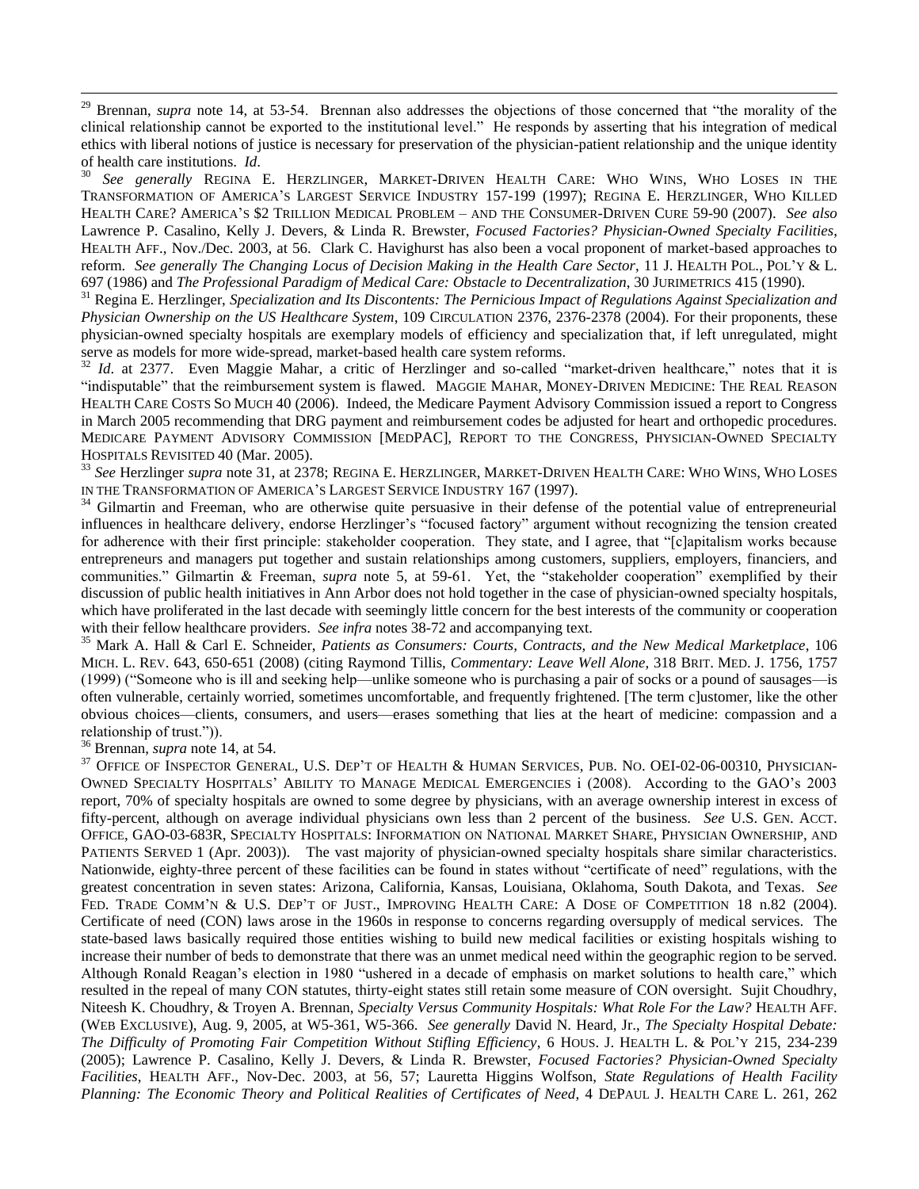[29] Brennan, *supra* note 14, at 53-54. Brennan also addresses the objections of those concerned that "the morality of the clinical relationship cannot be exported to the institutional level." He responds by asserting that his integration of medical ethics with liberal notions of justice is necessary for preservation of the physician-patient relationship and the unique identity of health care institutions. *Id*.

[30] *See generally* REGINA E. HERZLINGER, MARKET-DRIVEN HEALTH CARE: WHO WINS, WHO LOSES IN THE TRANSFORMATION OF AMERICA'S LARGEST SERVICE INDUSTRY 157-199 (1997); REGINA E. HERZLINGER, WHO KILLED HEALTH CARE? AMERICA'S $2 TRILLION MEDICAL PROBLEM – AND THE CONSUMER-DRIVEN CURE 59-90 (2007). *See also* Lawrence P. Casalino, Kelly J. Devers, & Linda R. Brewster, *Focused Factories? Physician-Owned Specialty Facilities*, HEALTH AFF., Nov./Dec. 2003, at 56. Clark C. Havighurst has also been a vocal proponent of market-based approaches to reform. *See generally The Changing Locus of Decision Making in the Health Care Sector*, 11 J. HEALTH POL., POL'Y & L. 697 (1986) and *The Professional Paradigm of Medical Care: Obstacle to Decentralization*, 30 JURIMETRICS 415 (1990).

[31] Regina E. Herzlinger, *Specialization and Its Discontents: The Pernicious Impact of Regulations Against Specialization and Physician Ownership on the US Healthcare System*, 109 CIRCULATION 2376, 2376-2378 (2004). For their proponents, these physician-owned specialty hospitals are exemplary models of efficiency and specialization that, if left unregulated, might serve as models for more wide-spread, market-based health care system reforms.

[32] *Id*. at 2377. Even Maggie Mahar, a critic of Herzlinger and so-called "market-driven healthcare," notes that it is "indisputable" that the reimbursement system is flawed. MAGGIE MAHAR, MONEY-DRIVEN MEDICINE: THE REAL REASON HEALTH CARE COSTS SO MUCH 40 (2006). Indeed, the Medicare Payment Advisory Commission issued a report to Congress in March 2005 recommending that DRG payment and reimbursement codes be adjusted for heart and orthopedic procedures. MEDICARE PAYMENT ADVISORY COMMISSION [MEDPAC], REPORT TO THE CONGRESS, PHYSICIAN-OWNED SPECIALTY HOSPITALS REVISITED 40 (Mar. 2005).

[33] *See* Herzlinger *supra* note 31, at 2378; REGINA E. HERZLINGER, MARKET-DRIVEN HEALTH CARE: WHO WINS, WHO LOSES IN THE TRANSFORMATION OF AMERICA'S LARGEST SERVICE INDUSTRY 167 (1997).

[34] Gilmartin and Freeman, who are otherwise quite persuasive in their defense of the potential value of entrepreneurial influences in healthcare delivery, endorse Herzlinger's "focused factory" argument without recognizing the tension created for adherence with their first principle: stakeholder cooperation. They state, and I agree, that "[c]apitalism works because entrepreneurs and managers put together and sustain relationships among customers, suppliers, employers, financiers, and communities." Gilmartin & Freeman, *supra* note 5, at 59-61. Yet, the "stakeholder cooperation" exemplified by their discussion of public health initiatives in Ann Arbor does not hold together in the case of physician-owned specialty hospitals, which have proliferated in the last decade with seemingly little concern for the best interests of the community or cooperation with their fellow healthcare providers. *See infra* notes 38-72 and accompanying text.

[35] Mark A. Hall & Carl E. Schneider, *Patients as Consumers: Courts, Contracts, and the New Medical Marketplace*, 106 MICH. L. REV. 643, 650-651 (2008) (citing Raymond Tillis, *Commentary: Leave Well Alone*, 318 BRIT. MED. J. 1756, 1757 (1999) ("Someone who is ill and seeking help—unlike someone who is purchasing a pair of socks or a pound of sausages—is often vulnerable, certainly worried, sometimes uncomfortable, and frequently frightened. [The term c]ustomer, like the other obvious choices—clients, consumers, and users—erases something that lies at the heart of medicine: compassion and a relationship of trust.")).

[36] Brennan, *supra* note 14, at 54.

[37] OFFICE OF INSPECTOR GENERAL, U.S. DEP'T OF HEALTH & HUMAN SERVICES, PUB. NO. OEI-02-06-00310, PHYSICIAN-OWNED SPECIALTY HOSPITALS' ABILITY TO MANAGE MEDICAL EMERGENCIES i (2008). According to the GAO's 2003 report, 70% of specialty hospitals are owned to some degree by physicians, with an average ownership interest in excess of fifty-percent, although on average individual physicians own less than 2 percent of the business. *See* U.S. GEN. ACCT. OFFICE, GAO-03-683R, SPECIALTY HOSPITALS: INFORMATION ON NATIONAL MARKET SHARE, PHYSICIAN OWNERSHIP, AND PATIENTS SERVED 1 (Apr. 2003)). The vast majority of physician-owned specialty hospitals share similar characteristics. Nationwide, eighty-three percent of these facilities can be found in states without "certificate of need" regulations, with the greatest concentration in seven states: Arizona, California, Kansas, Louisiana, Oklahoma, South Dakota, and Texas. *See* FED. TRADE COMM'N & U.S. DEP'T OF JUST., IMPROVING HEALTH CARE: A DOSE OF COMPETITION 18 n.82 (2004). Certificate of need (CON) laws arose in the 1960s in response to concerns regarding oversupply of medical services. The state-based laws basically required those entities wishing to build new medical facilities or existing hospitals wishing to increase their number of beds to demonstrate that there was an unmet medical need within the geographic region to be served. Although Ronald Reagan's election in 1980 "ushered in a decade of emphasis on market solutions to health care," which resulted in the repeal of many CON statutes, thirty-eight states still retain some measure of CON oversight. Sujit Choudhry, Niteesh K. Choudhry, & Troyen A. Brennan, *Specialty Versus Community Hospitals: What Role For the Law?* HEALTH AFF. (WEB EXCLUSIVE), Aug. 9, 2005, at W5-361, W5-366. *See generally* David N. Heard, Jr., *The Specialty Hospital Debate: The Difficulty of Promoting Fair Competition Without Stifling Efficiency*, 6 HOUS. J. HEALTH L. & POL'Y 215, 234-239 (2005); Lawrence P. Casalino, Kelly J. Devers, & Linda R. Brewster, *Focused Factories? Physician-Owned Specialty Facilities*, HEALTH AFF., Nov-Dec. 2003, at 56, 57; Lauretta Higgins Wolfson, *State Regulations of Health Facility Planning: The Economic Theory and Political Realities of Certificates of Need*, 4 DEPAUL J. HEALTH CARE L. 261, 262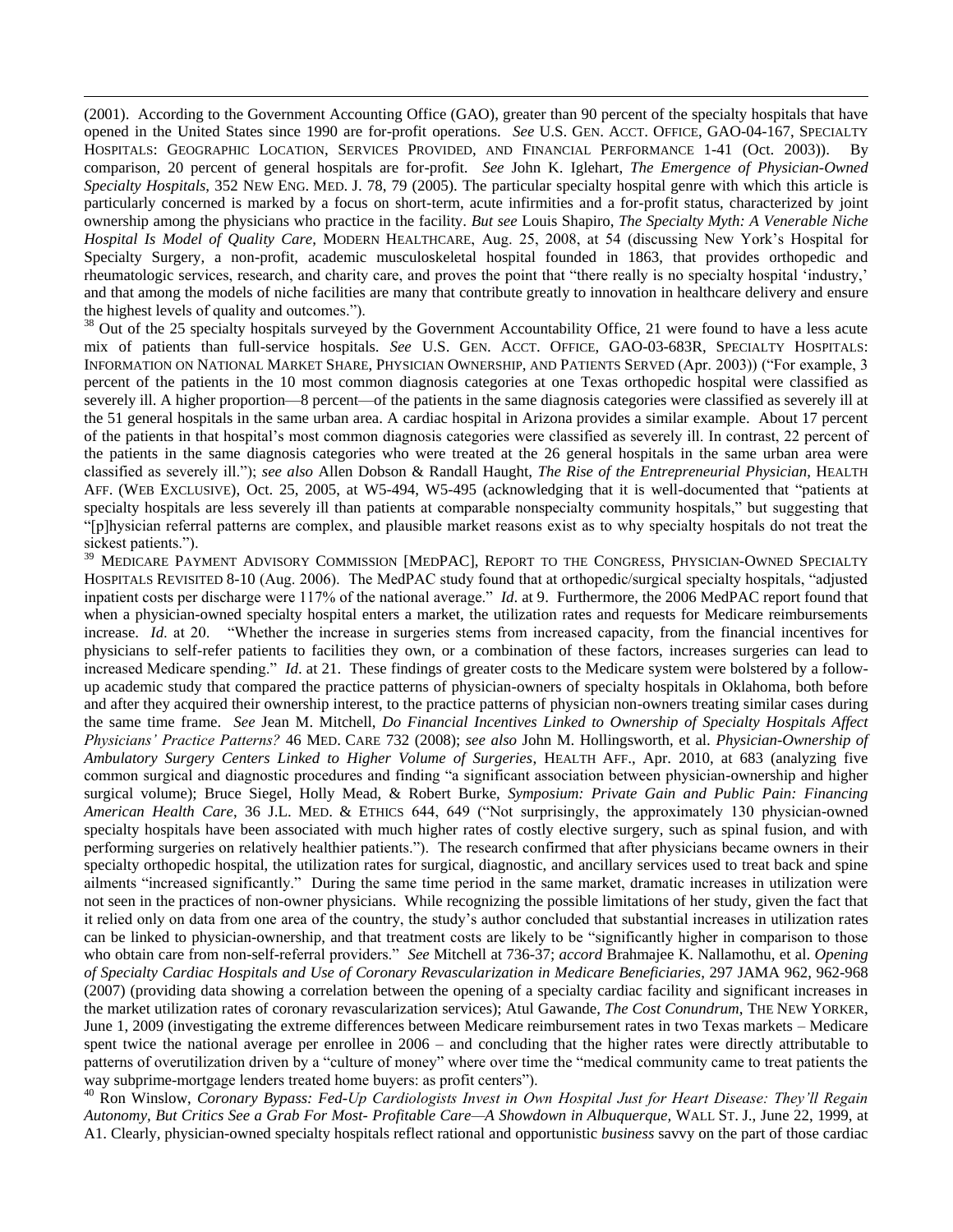(2001). According to the Government Accounting Office (GAO), greater than 90 percent of the specialty hospitals that have opened in the United States since 1990 are for-profit operations. *See* U.S. GEN. ACCT. OFFICE, GAO-04-167, SPECIALTY HOSPITALS: GEOGRAPHIC LOCATION, SERVICES PROVIDED, AND FINANCIAL PERFORMANCE 1-41 (Oct. 2003)). By comparison, 20 percent of general hospitals are for-profit. *See* John K. Iglehart, *The Emergence of Physician-Owned Specialty Hospitals*, 352 NEW ENG. MED. J. 78, 79 (2005). The particular specialty hospital genre with which this article is particularly concerned is marked by a focus on short-term, acute infirmities and a for-profit status, characterized by joint ownership among the physicians who practice in the facility. *But see* Louis Shapiro, *The Specialty Myth: A Venerable Niche Hospital Is Model of Quality Care*, MODERN HEALTHCARE, Aug. 25, 2008, at 54 (discussing New York's Hospital for Specialty Surgery, a non-profit, academic musculoskeletal hospital founded in 1863, that provides orthopedic and rheumatologic services, research, and charity care, and proves the point that "there really is no specialty hospital 'industry,' and that among the models of niche facilities are many that contribute greatly to innovation in healthcare delivery and ensure the highest levels of quality and outcomes.").

[38] Out of the 25 specialty hospitals surveyed by the Government Accountability Office, 21 were found to have a less acute mix of patients than full-service hospitals. *See* U.S. GEN. ACCT. OFFICE, GAO-03-683R, SPECIALTY HOSPITALS: INFORMATION ON NATIONAL MARKET SHARE, PHYSICIAN OWNERSHIP, AND PATIENTS SERVED (Apr. 2003)) ("For example, 3 percent of the patients in the 10 most common diagnosis categories at one Texas orthopedic hospital were classified as severely ill. A higher proportion—8 percent—of the patients in the same diagnosis categories were classified as severely ill at the 51 general hospitals in the same urban area. A cardiac hospital in Arizona provides a similar example. About 17 percent of the patients in that hospital's most common diagnosis categories were classified as severely ill. In contrast, 22 percent of the patients in the same diagnosis categories who were treated at the 26 general hospitals in the same urban area were classified as severely ill."); *see also* Allen Dobson & Randall Haught, *The Rise of the Entrepreneurial Physician*, HEALTH AFF. (WEB EXCLUSIVE), Oct. 25, 2005, at W5-494, W5-495 (acknowledging that it is well-documented that "patients at specialty hospitals are less severely ill than patients at comparable nonspecialty community hospitals," but suggesting that "[p]hysician referral patterns are complex, and plausible market reasons exist as to why specialty hospitals do not treat the sickest patients.").

[39] MEDICARE PAYMENT ADVISORY COMMISSION [MEDPAC], REPORT TO THE CONGRESS, PHYSICIAN-OWNED SPECIALTY HOSPITALS REVISITED 8-10 (Aug. 2006). The MedPAC study found that at orthopedic/surgical specialty hospitals, "adjusted inpatient costs per discharge were 117% of the national average." *Id*. at 9. Furthermore, the 2006 MedPAC report found that when a physician-owned specialty hospital enters a market, the utilization rates and requests for Medicare reimbursements increase. *Id.* at 20. "Whether the increase in surgeries stems from increased capacity, from the financial incentives for physicians to self-refer patients to facilities they own, or a combination of these factors, increases surgeries can lead to increased Medicare spending." *Id*. at 21. These findings of greater costs to the Medicare system were bolstered by a follow-up academic study that compared the practice patterns of physician-owners of specialty hospitals in Oklahoma, both before and after they acquired their ownership interest, to the practice patterns of physician non-owners treating similar cases during the same time frame. *See* Jean M. Mitchell, *Do Financial Incentives Linked to Ownership of Specialty Hospitals Affect Physicians' Practice Patterns?* 46 MED. CARE 732 (2008); *see also* John M. Hollingsworth, et al. *Physician-Ownership of Ambulatory Surgery Centers Linked to Higher Volume of Surgeries*, HEALTH AFF., Apr. 2010, at 683 (analyzing five common surgical and diagnostic procedures and finding "a significant association between physician-ownership and higher surgical volume); Bruce Siegel, Holly Mead, & Robert Burke, *Symposium: Private Gain and Public Pain: Financing American Health Care*, 36 J.L. MED. & ETHICS 644, 649 ("Not surprisingly, the approximately 130 physician-owned specialty hospitals have been associated with much higher rates of costly elective surgery, such as spinal fusion, and with performing surgeries on relatively healthier patients."). The research confirmed that after physicians became owners in their specialty orthopedic hospital, the utilization rates for surgical, diagnostic, and ancillary services used to treat back and spine ailments "increased significantly." During the same time period in the same market, dramatic increases in utilization were not seen in the practices of non-owner physicians. While recognizing the possible limitations of her study, given the fact that it relied only on data from one area of the country, the study's author concluded that substantial increases in utilization rates can be linked to physician-ownership, and that treatment costs are likely to be "significantly higher in comparison to those who obtain care from non-self-referral providers." *See* Mitchell at 736-37; *accord* Brahmajee K. Nallamothu, et al. *Opening of Specialty Cardiac Hospitals and Use of Coronary Revascularization in Medicare Beneficiaries*, 297 JAMA 962, 962-968 (2007) (providing data showing a correlation between the opening of a specialty cardiac facility and significant increases in the market utilization rates of coronary revascularization services); Atul Gawande, *The Cost Conundrum*, THE NEW YORKER, June 1, 2009 (investigating the extreme differences between Medicare reimbursement rates in two Texas markets – Medicare spent twice the national average per enrollee in 2006 – and concluding that the higher rates were directly attributable to patterns of overutilization driven by a "culture of money" where over time the "medical community came to treat patients the way subprime-mortgage lenders treated home buyers: as profit centers").

[40] Ron Winslow, *Coronary Bypass: Fed-Up Cardiologists Invest in Own Hospital Just for Heart Disease: They'll Regain Autonomy, But Critics See a Grab For Most- Profitable Care—A Showdown in Albuquerque,* WALL ST. J., June 22, 1999, at A1. Clearly, physician-owned specialty hospitals reflect rational and opportunistic *business* savvy on the part of those cardiac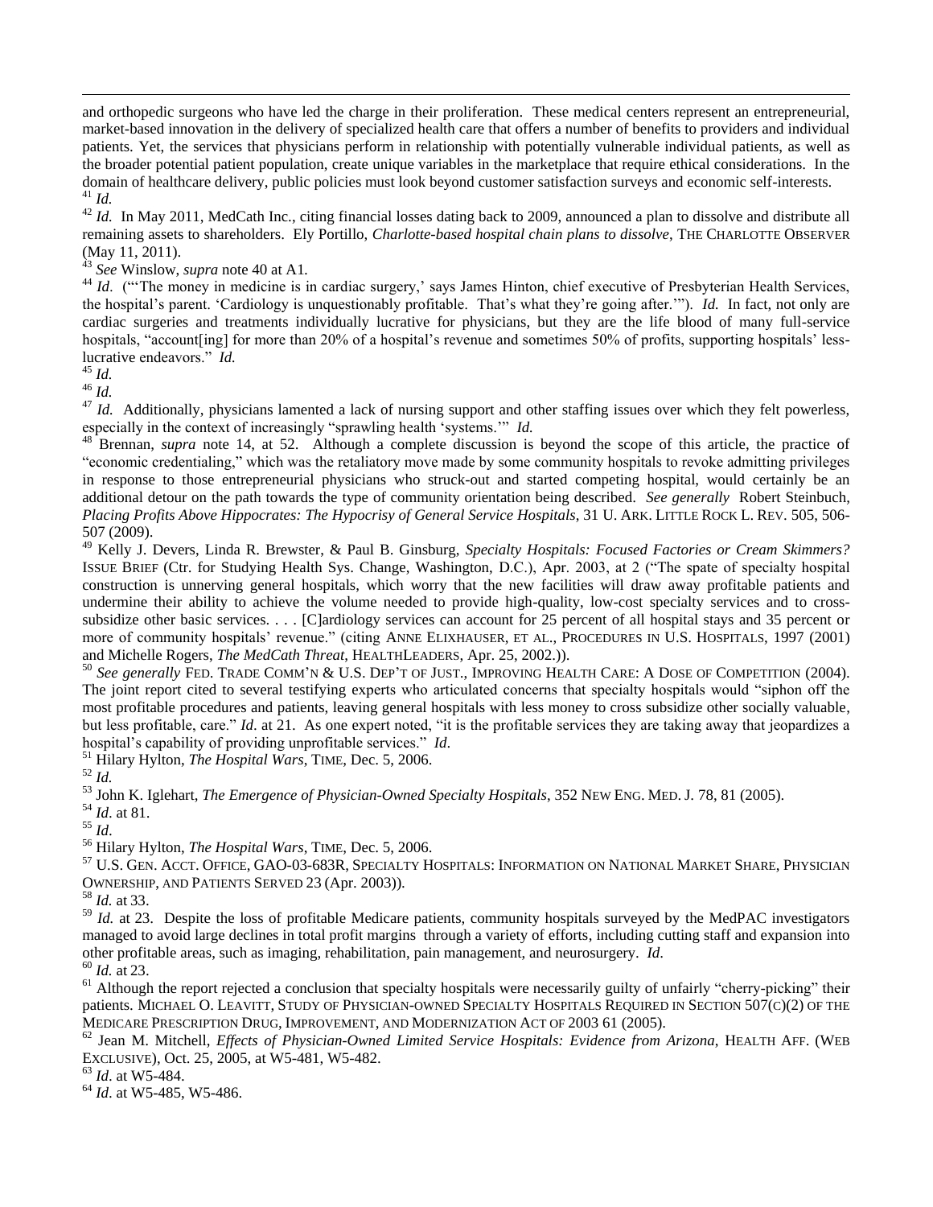and orthopedic surgeons who have led the charge in their proliferation. These medical centers represent an entrepreneurial, market-based innovation in the delivery of specialized health care that offers a number of benefits to providers and individual patients. Yet, the services that physicians perform in relationship with potentially vulnerable individual patients, as well as the broader potential patient population, create unique variables in the marketplace that require ethical considerations. In the domain of healthcare delivery, public policies must look beyond customer satisfaction surveys and economic self-interests.

[41] *Id.*

[42] *Id.* In May 2011, MedCath Inc., citing financial losses dating back to 2009, announced a plan to dissolve and distribute all remaining assets to shareholders. Ely Portillo, *Charlotte-based hospital chain plans to dissolve*, THE CHARLOTTE OBSERVER (May 11, 2011).

[43] *See* Winslow, *supra* note 40 at A1.

[44] *Id*. ("'The money in medicine is in cardiac surgery,' says James Hinton, chief executive of Presbyterian Health Services, the hospital's parent. 'Cardiology is unquestionably profitable. That's what they're going after.'"). *Id.* In fact, not only are cardiac surgeries and treatments individually lucrative for physicians, but they are the life blood of many full-service hospitals, "account[ing] for more than 20% of a hospital's revenue and sometimes 50% of profits, supporting hospitals' less-lucrative endeavors." *Id.*

[45] *Id.*

[46] *Id.*

[47] *Id.* Additionally, physicians lamented a lack of nursing support and other staffing issues over which they felt powerless, especially in the context of increasingly "sprawling health 'systems.'" *Id.*

[48] Brennan, *supra* note 14, at 52. Although a complete discussion is beyond the scope of this article, the practice of "economic credentialing," which was the retaliatory move made by some community hospitals to revoke admitting privileges in response to those entrepreneurial physicians who struck-out and started competing hospital, would certainly be an additional detour on the path towards the type of community orientation being described. *See generally* Robert Steinbuch, *Placing Profits Above Hippocrates: The Hypocrisy of General Service Hospitals*, 31 U. ARK. LITTLE ROCK L. REV. 505, 506-507 (2009).

[49] Kelly J. Devers, Linda R. Brewster, & Paul B. Ginsburg, *Specialty Hospitals: Focused Factories or Cream Skimmers?* ISSUE BRIEF (Ctr. for Studying Health Sys. Change, Washington, D.C.), Apr. 2003, at 2 ("The spate of specialty hospital construction is unnerving general hospitals, which worry that the new facilities will draw away profitable patients and undermine their ability to achieve the volume needed to provide high-quality, low-cost specialty services and to cross-subsidize other basic services. . . . [C]ardiology services can account for 25 percent of all hospital stays and 35 percent or more of community hospitals' revenue." (citing ANNE ELIXHAUSER, ET AL., PROCEDURES IN U.S. HOSPITALS, 1997 (2001) and Michelle Rogers, *The MedCath Threat*, HEALTHLEADERS, Apr. 25, 2002.)).

[50] *See generally* FED. TRADE COMM'N & U.S. DEP'T OF JUST., IMPROVING HEALTH CARE: A DOSE OF COMPETITION (2004). The joint report cited to several testifying experts who articulated concerns that specialty hospitals would "siphon off the most profitable procedures and patients, leaving general hospitals with less money to cross subsidize other socially valuable, but less profitable, care." *Id*. at 21. As one expert noted, "it is the profitable services they are taking away that jeopardizes a hospital's capability of providing unprofitable services." *Id*.

[51] Hilary Hylton, *The Hospital Wars*, TIME, Dec. 5, 2006.

[52] *Id.*

[53] John K. Iglehart, *The Emergence of Physician-Owned Specialty Hospitals*, 352 NEW ENG. MED. J. 78, 81 (2005).

[54] *Id*. at 81.

[55] *Id*.

[56] Hilary Hylton, *The Hospital Wars*, TIME, Dec. 5, 2006.

[57] U.S. GEN. ACCT. OFFICE, GAO-03-683R, SPECIALTY HOSPITALS: INFORMATION ON NATIONAL MARKET SHARE, PHYSICIAN OWNERSHIP, AND PATIENTS SERVED 23 (Apr. 2003)).

[58] *Id.* at 33.

[59] *Id.* at 23. Despite the loss of profitable Medicare patients, community hospitals surveyed by the MedPAC investigators managed to avoid large declines in total profit margins through a variety of efforts, including cutting staff and expansion into other profitable areas, such as imaging, rehabilitation, pain management, and neurosurgery. *Id*.

[60] *Id.* at 23.

[61] Although the report rejected a conclusion that specialty hospitals were necessarily guilty of unfairly "cherry-picking" their patients. MICHAEL O. LEAVITT, STUDY OF PHYSICIAN-OWNED SPECIALTY HOSPITALS REQUIRED IN SECTION 507(C)(2) OF THE MEDICARE PRESCRIPTION DRUG, IMPROVEMENT, AND MODERNIZATION ACT OF 2003 61 (2005).

[62] Jean M. Mitchell, *Effects of Physician-Owned Limited Service Hospitals: Evidence from Arizona*, HEALTH AFF. (WEB EXCLUSIVE), Oct. 25, 2005, at W5-481, W5-482.

[63] *Id*. at W5-484.

[64] *Id*. at W5-485, W5-486.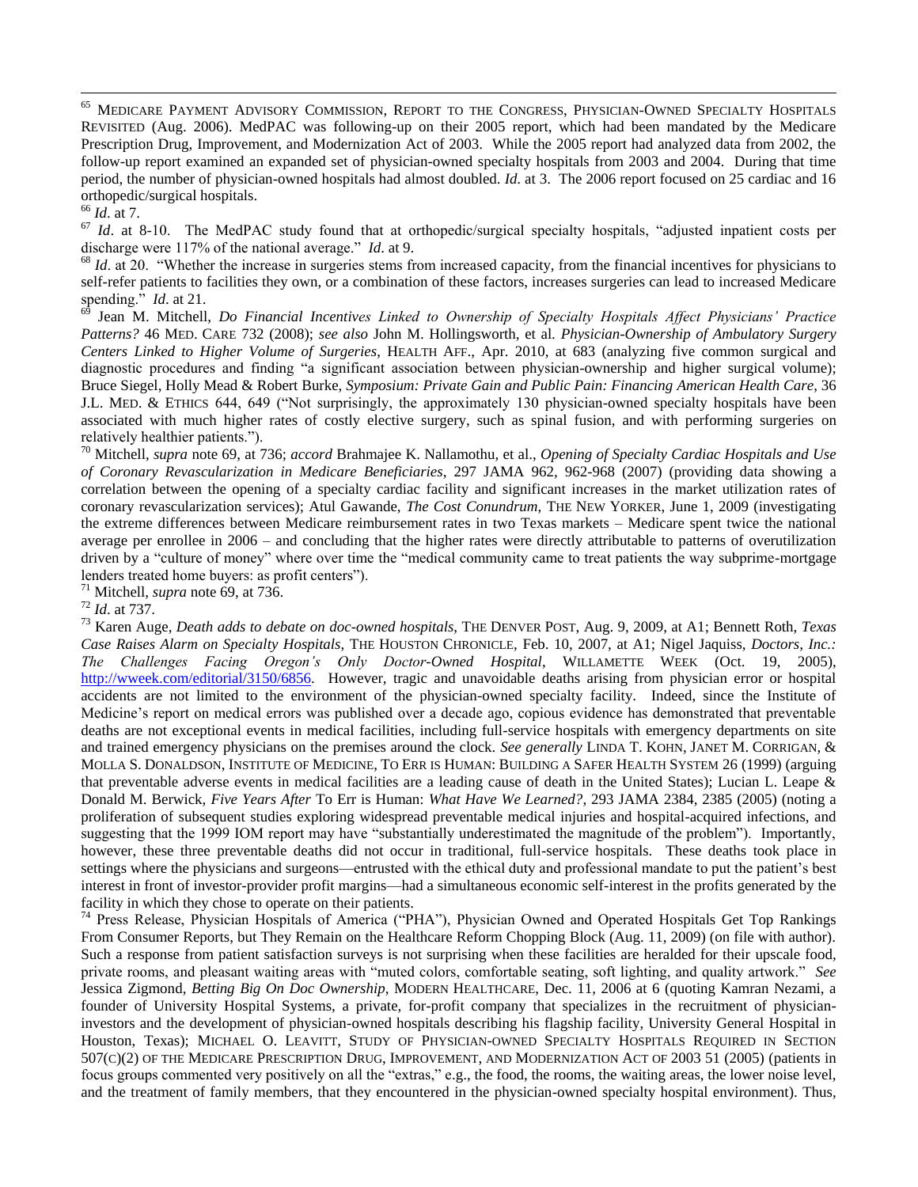[65] MEDICARE PAYMENT ADVISORY COMMISSION, REPORT TO THE CONGRESS, PHYSICIAN-OWNED SPECIALTY HOSPITALS REVISITED (Aug. 2006). MedPAC was following-up on their 2005 report, which had been mandated by the Medicare Prescription Drug, Improvement, and Modernization Act of 2003. While the 2005 report had analyzed data from 2002, the follow-up report examined an expanded set of physician-owned specialty hospitals from 2003 and 2004. During that time period, the number of physician-owned hospitals had almost doubled. *Id.* at 3. The 2006 report focused on 25 cardiac and 16 orthopedic/surgical hospitals.

[66] *Id*. at 7.

[67] *Id*. at 8-10. The MedPAC study found that at orthopedic/surgical specialty hospitals, "adjusted inpatient costs per discharge were 117% of the national average." *Id*. at 9.

[68] *Id*. at 20. "Whether the increase in surgeries stems from increased capacity, from the financial incentives for physicians to self-refer patients to facilities they own, or a combination of these factors, increases surgeries can lead to increased Medicare spending." *Id*. at 21.

[69] Jean M. Mitchell, *Do Financial Incentives Linked to Ownership of Specialty Hospitals Affect Physicians' Practice Patterns?* 46 MED. CARE 732 (2008); *see also* John M. Hollingsworth, et al. *Physician-Ownership of Ambulatory Surgery Centers Linked to Higher Volume of Surgeries*, HEALTH AFF., Apr. 2010, at 683 (analyzing five common surgical and diagnostic procedures and finding "a significant association between physician-ownership and higher surgical volume); Bruce Siegel, Holly Mead & Robert Burke, *Symposium: Private Gain and Public Pain: Financing American Health Care*, 36 J.L. MED. & ETHICS 644, 649 ("Not surprisingly, the approximately 130 physician-owned specialty hospitals have been associated with much higher rates of costly elective surgery, such as spinal fusion, and with performing surgeries on relatively healthier patients.").

[70] Mitchell, *supra* note 69, at 736; *accord* Brahmajee K. Nallamothu, et al., *Opening of Specialty Cardiac Hospitals and Use of Coronary Revascularization in Medicare Beneficiaries*, 297 JAMA 962, 962-968 (2007) (providing data showing a correlation between the opening of a specialty cardiac facility and significant increases in the market utilization rates of coronary revascularization services); Atul Gawande, *The Cost Conundrum*, THE NEW YORKER, June 1, 2009 (investigating the extreme differences between Medicare reimbursement rates in two Texas markets – Medicare spent twice the national average per enrollee in 2006 – and concluding that the higher rates were directly attributable to patterns of overutilization driven by a "culture of money" where over time the "medical community came to treat patients the way subprime-mortgage lenders treated home buyers: as profit centers").

[71] Mitchell, *supra* note 69, at 736.

[72] *Id*. at 737.

[73] Karen Auge, *Death adds to debate on doc-owned hospitals*, THE DENVER POST, Aug. 9, 2009, at A1; Bennett Roth, *Texas Case Raises Alarm on Specialty Hospitals*, THE HOUSTON CHRONICLE, Feb. 10, 2007, at A1; Nigel Jaquiss, *Doctors, Inc.: The Challenges Facing Oregon's Only Doctor-Owned Hospital*, WILLAMETTE WEEK (Oct. 19, 2005), http://wweek.com/editorial/3150/6856. However, tragic and unavoidable deaths arising from physician error or hospital accidents are not limited to the environment of the physician-owned specialty facility. Indeed, since the Institute of Medicine's report on medical errors was published over a decade ago, copious evidence has demonstrated that preventable deaths are not exceptional events in medical facilities, including full-service hospitals with emergency departments on site and trained emergency physicians on the premises around the clock. *See generally* LINDA T. KOHN, JANET M. CORRIGAN, & MOLLA S. DONALDSON, INSTITUTE OF MEDICINE, TO ERR IS HUMAN: BUILDING A SAFER HEALTH SYSTEM 26 (1999) (arguing that preventable adverse events in medical facilities are a leading cause of death in the United States); Lucian L. Leape & Donald M. Berwick, *Five Years After* To Err is Human: *What Have We Learned?*, 293 JAMA 2384, 2385 (2005) (noting a proliferation of subsequent studies exploring widespread preventable medical injuries and hospital-acquired infections, and suggesting that the 1999 IOM report may have "substantially underestimated the magnitude of the problem"). Importantly, however, these three preventable deaths did not occur in traditional, full-service hospitals. These deaths took place in settings where the physicians and surgeons—entrusted with the ethical duty and professional mandate to put the patient's best interest in front of investor-provider profit margins—had a simultaneous economic self-interest in the profits generated by the facility in which they chose to operate on their patients.

[74] Press Release, Physician Hospitals of America ("PHA"), Physician Owned and Operated Hospitals Get Top Rankings From Consumer Reports, but They Remain on the Healthcare Reform Chopping Block (Aug. 11, 2009) (on file with author). Such a response from patient satisfaction surveys is not surprising when these facilities are heralded for their upscale food, private rooms, and pleasant waiting areas with "muted colors, comfortable seating, soft lighting, and quality artwork." *See* Jessica Zigmond, *Betting Big On Doc Ownership*, MODERN HEALTHCARE, Dec. 11, 2006 at 6 (quoting Kamran Nezami, a founder of University Hospital Systems, a private, for-profit company that specializes in the recruitment of physician-investors and the development of physician-owned hospitals describing his flagship facility, University General Hospital in Houston, Texas); MICHAEL O. LEAVITT, STUDY OF PHYSICIAN-OWNED SPECIALTY HOSPITALS REQUIRED IN SECTION 507(C)(2) OF THE MEDICARE PRESCRIPTION DRUG, IMPROVEMENT, AND MODERNIZATION ACT OF 2003 51 (2005) (patients in focus groups commented very positively on all the "extras," e.g., the food, the rooms, the waiting areas, the lower noise level, and the treatment of family members, that they encountered in the physician-owned specialty hospital environment). Thus,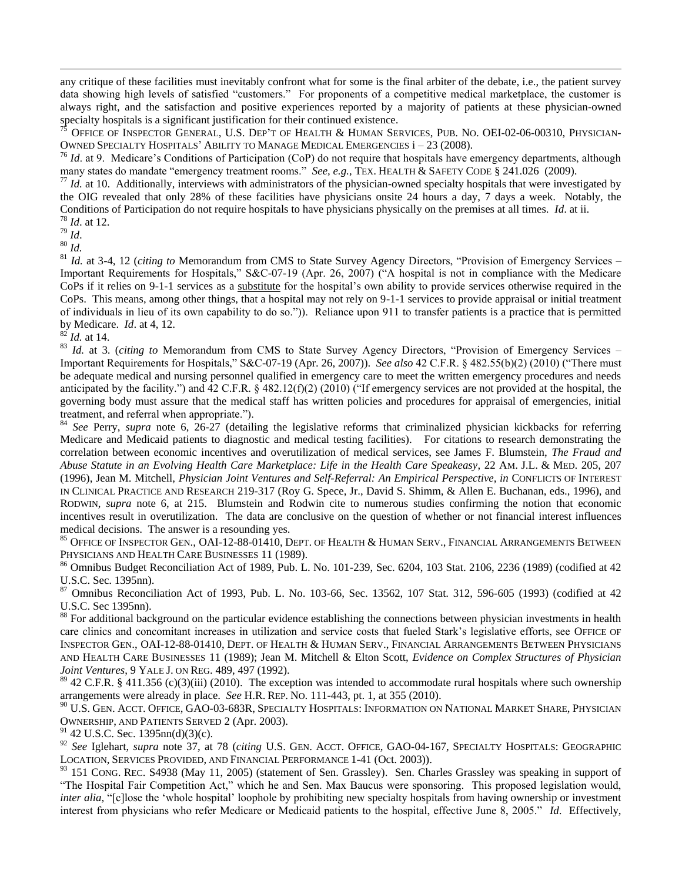any critique of these facilities must inevitably confront what for some is the final arbiter of the debate, i.e., the patient survey data showing high levels of satisfied "customers." For proponents of a competitive medical marketplace, the customer is always right, and the satisfaction and positive experiences reported by a majority of patients at these physician-owned specialty hospitals is a significant justification for their continued existence.

[75] OFFICE OF INSPECTOR GENERAL, U.S. DEP'T OF HEALTH & HUMAN SERVICES, PUB. NO. OEI-02-06-00310, PHYSICIAN-OWNED SPECIALTY HOSPITALS' ABILITY TO MANAGE MEDICAL EMERGENCIES i – 23 (2008).

[76] *Id*. at 9. Medicare's Conditions of Participation (CoP) do not require that hospitals have emergency departments, although many states do mandate "emergency treatment rooms." *See, e.g.,* TEX. HEALTH & SAFETY CODE § 241.026 (2009).

[77] *Id.* at 10. Additionally, interviews with administrators of the physician-owned specialty hospitals that were investigated by the OIG revealed that only 28% of these facilities have physicians onsite 24 hours a day, 7 days a week. Notably, the Conditions of Participation do not require hospitals to have physicians physically on the premises at all times. *Id*. at ii.

[78] *Id*. at 12.

[79] *Id*.

[80] *Id.*

[81] *Id.* at 3-4, 12 (*citing to* Memorandum from CMS to State Survey Agency Directors, "Provision of Emergency Services – Important Requirements for Hospitals," S&C-07-19 (Apr. 26, 2007) ("A hospital is not in compliance with the Medicare CoPs if it relies on 9-1-1 services as a substitute for the hospital's own ability to provide services otherwise required in the CoPs. This means, among other things, that a hospital may not rely on 9-1-1 services to provide appraisal or initial treatment of individuals in lieu of its own capability to do so.")). Reliance upon 911 to transfer patients is a practice that is permitted by Medicare. *Id*. at 4, 12.

[82] *Id.* at 14.

[83] *Id.* at 3. (*citing to* Memorandum from CMS to State Survey Agency Directors, "Provision of Emergency Services – Important Requirements for Hospitals," S&C-07-19 (Apr. 26, 2007)). *See also* 42 C.F.R. § 482.55(b)(2) (2010) ("There must be adequate medical and nursing personnel qualified in emergency care to meet the written emergency procedures and needs anticipated by the facility.") and 42 C.F.R. § 482.12(f)(2) (2010) ("If emergency services are not provided at the hospital, the governing body must assure that the medical staff has written policies and procedures for appraisal of emergencies, initial treatment, and referral when appropriate.").

[84] *See* Perry, *supra* note 6, 26-27 (detailing the legislative reforms that criminalized physician kickbacks for referring Medicare and Medicaid patients to diagnostic and medical testing facilities). For citations to research demonstrating the correlation between economic incentives and overutilization of medical services, see James F. Blumstein, *The Fraud and Abuse Statute in an Evolving Health Care Marketplace: Life in the Health Care Speakeasy*, 22 AM. J.L. & MED. 205, 207 (1996), Jean M. Mitchell, *Physician Joint Ventures and Self-Referral: An Empirical Perspective, in* CONFLICTS OF INTEREST IN CLINICAL PRACTICE AND RESEARCH 219-317 (Roy G. Spece, Jr., David S. Shimm, & Allen E. Buchanan, eds., 1996), and RODWIN, *supra* note 6, at 215. Blumstein and Rodwin cite to numerous studies confirming the notion that economic incentives result in overutilization. The data are conclusive on the question of whether or not financial interest influences medical decisions. The answer is a resounding yes.

[85] OFFICE OF INSPECTOR GEN., OAI-12-88-01410, DEPT. OF HEALTH & HUMAN SERV., FINANCIAL ARRANGEMENTS BETWEEN PHYSICIANS AND HEALTH CARE BUSINESSES 11 (1989).

[86] Omnibus Budget Reconciliation Act of 1989, Pub. L. No. 101-239, Sec. 6204, 103 Stat. 2106, 2236 (1989) (codified at 42 U.S.C. Sec. 1395nn).

[87] Omnibus Reconciliation Act of 1993, Pub. L. No. 103-66, Sec. 13562, 107 Stat. 312, 596-605 (1993) (codified at 42 U.S.C. Sec 1395nn).

[88] For additional background on the particular evidence establishing the connections between physician investments in health care clinics and concomitant increases in utilization and service costs that fueled Stark's legislative efforts, see OFFICE OF INSPECTOR GEN., OAI-12-88-01410, DEPT. OF HEALTH & HUMAN SERV., FINANCIAL ARRANGEMENTS BETWEEN PHYSICIANS AND HEALTH CARE BUSINESSES 11 (1989); Jean M. Mitchell & Elton Scott, *Evidence on Complex Structures of Physician Joint Ventures*, 9 YALE J. ON REG. 489, 497 (1992).

[89] 42 C.F.R. § 411.356 (c)(3)(iii) (2010). The exception was intended to accommodate rural hospitals where such ownership arrangements were already in place. *See* H.R. REP. NO. 111-443, pt. 1, at 355 (2010).

[90] U.S. GEN. ACCT. OFFICE, GAO-03-683R, SPECIALTY HOSPITALS: INFORMATION ON NATIONAL MARKET SHARE, PHYSICIAN OWNERSHIP, AND PATIENTS SERVED 2 (Apr. 2003).

[91] 42 U.S.C. Sec. 1395nn(d)(3)(c).

[92] *See* Iglehart, *supra* note 37, at 78 (*citing* U.S. GEN. ACCT. OFFICE, GAO-04-167, SPECIALTY HOSPITALS: GEOGRAPHIC LOCATION, SERVICES PROVIDED, AND FINANCIAL PERFORMANCE 1-41 (Oct. 2003)).

[93] 151 CONG. REC. S4938 (May 11, 2005) (statement of Sen. Grassley). Sen. Charles Grassley was speaking in support of "The Hospital Fair Competition Act," which he and Sen. Max Baucus were sponsoring. This proposed legislation would, *inter alia,* "[c]lose the 'whole hospital' loophole by prohibiting new specialty hospitals from having ownership or investment interest from physicians who refer Medicare or Medicaid patients to the hospital, effective June 8, 2005." *Id*. Effectively,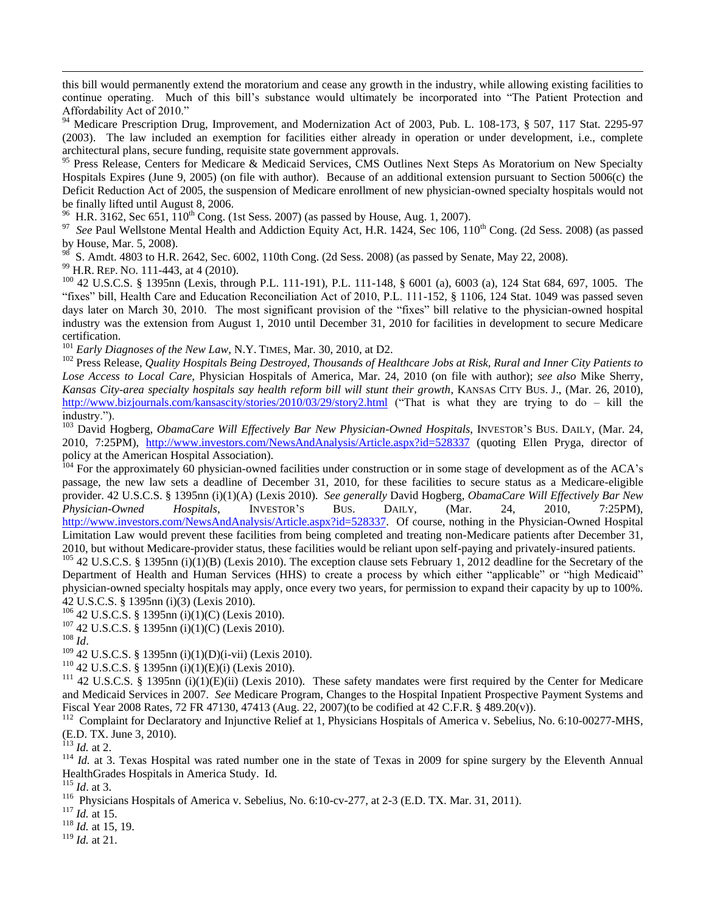this bill would permanently extend the moratorium and cease any growth in the industry, while allowing existing facilities to continue operating. Much of this bill's substance would ultimately be incorporated into "The Patient Protection and Affordability Act of 2010."

[94] Medicare Prescription Drug, Improvement, and Modernization Act of 2003, Pub. L. 108-173, § 507, 117 Stat. 2295-97 (2003). The law included an exemption for facilities either already in operation or under development, i.e., complete architectural plans, secure funding, requisite state government approvals.

[95] Press Release, Centers for Medicare & Medicaid Services, CMS Outlines Next Steps As Moratorium on New Specialty Hospitals Expires (June 9, 2005) (on file with author). Because of an additional extension pursuant to Section 5006(c) the Deficit Reduction Act of 2005, the suspension of Medicare enrollment of new physician-owned specialty hospitals would not be finally lifted until August 8, 2006.

[96] H.R. 3162, Sec 651, 110th Cong. (1st Sess. 2007) (as passed by House, Aug. 1, 2007).

[97] *See* Paul Wellstone Mental Health and Addiction Equity Act, H.R. 1424, Sec 106, 110th Cong. (2d Sess. 2008) (as passed by House, Mar. 5, 2008).

[98] S. Amdt. 4803 to H.R. 2642, Sec. 6002, 110th Cong. (2d Sess. 2008) (as passed by Senate, May 22, 2008).

[99] H.R. REP. NO. 111-443, at 4 (2010).

[100] 42 U.S.C.S. § 1395nn (Lexis, through P.L. 111-191), P.L. 111-148, § 6001 (a), 6003 (a), 124 Stat 684, 697, 1005. The "fixes" bill, Health Care and Education Reconciliation Act of 2010, P.L. 111-152, § 1106, 124 Stat. 1049 was passed seven days later on March 30, 2010. The most significant provision of the "fixes" bill relative to the physician-owned hospital industry was the extension from August 1, 2010 until December 31, 2010 for facilities in development to secure Medicare certification.

[101] *Early Diagnoses of the New Law*, N.Y. TIMES, Mar. 30, 2010, at D2.

[102] Press Release, *Quality Hospitals Being Destroyed, Thousands of Healthcare Jobs at Risk, Rural and Inner City Patients to Lose Access to Local Care*, Physician Hospitals of America, Mar. 24, 2010 (on file with author); *see also* Mike Sherry, *Kansas City-area specialty hospitals say health reform bill will stunt their growth*, KANSAS CITY BUS. J., (Mar. 26, 2010), http://www.bizjournals.com/kansascity/stories/2010/03/29/story2.html ("That is what they are trying to do – kill the industry.").

[103] David Hogberg, *ObamaCare Will Effectively Bar New Physician-Owned Hospitals*, INVESTOR'S BUS. DAILY, (Mar. 24, 2010, 7:25PM), http://www.investors.com/NewsAndAnalysis/Article.aspx?id=528337 (quoting Ellen Pryga, director of policy at the American Hospital Association).

[104] For the approximately 60 physician-owned facilities under construction or in some stage of development as of the ACA's passage, the new law sets a deadline of December 31, 2010, for these facilities to secure status as a Medicare-eligible provider. 42 U.S.C.S. § 1395nn (i)(1)(A) (Lexis 2010). *See generally* David Hogberg, *ObamaCare Will Effectively Bar New Physician-Owned Hospitals*, INVESTOR'S BUS. DAILY, (Mar. 24, 2010, 7:25PM), http://www.investors.com/NewsAndAnalysis/Article.aspx?id=528337. Of course, nothing in the Physician-Owned Hospital Limitation Law would prevent these facilities from being completed and treating non-Medicare patients after December 31, 2010, but without Medicare-provider status, these facilities would be reliant upon self-paying and privately-insured patients.

[105] 42 U.S.C.S. § 1395nn (i)(1)(B) (Lexis 2010). The exception clause sets February 1, 2012 deadline for the Secretary of the Department of Health and Human Services (HHS) to create a process by which either "applicable" or "high Medicaid" physician-owned specialty hospitals may apply, once every two years, for permission to expand their capacity by up to 100%. 42 U.S.C.S. § 1395nn (i)(3) (Lexis 2010).

[106] 42 U.S.C.S. § 1395nn (i)(1)(C) (Lexis 2010).

[107] 42 U.S.C.S. § 1395nn (i)(1)(C) (Lexis 2010).

[108] *Id*.

[109] 42 U.S.C.S. § 1395nn (i)(1)(D)(i-vii) (Lexis 2010).

[110] 42 U.S.C.S. § 1395nn (i)(1)(E)(i) (Lexis 2010).

[111] 42 U.S.C.S. § 1395nn (i)(1)(E)(ii) (Lexis 2010). These safety mandates were first required by the Center for Medicare and Medicaid Services in 2007. *See* Medicare Program, Changes to the Hospital Inpatient Prospective Payment Systems and Fiscal Year 2008 Rates, 72 FR 47130, 47413 (Aug. 22, 2007)(to be codified at 42 C.F.R. § 489.20(v)).

[112] Complaint for Declaratory and Injunctive Relief at 1, Physicians Hospitals of America v. Sebelius, No. 6:10-00277-MHS, (E.D. TX. June 3, 2010).

[113] *Id.* at 2.

[114] *Id.* at 3. Texas Hospital was rated number one in the state of Texas in 2009 for spine surgery by the Eleventh Annual HealthGrades Hospitals in America Study. Id.

[115] *Id*. at 3.

[116] Physicians Hospitals of America v. Sebelius, No. 6:10-cv-277, at 2-3 (E.D. TX. Mar. 31, 2011).

[117] *Id.* at 15.

[118] *Id.* at 15, 19.

[119] *Id.* at 21.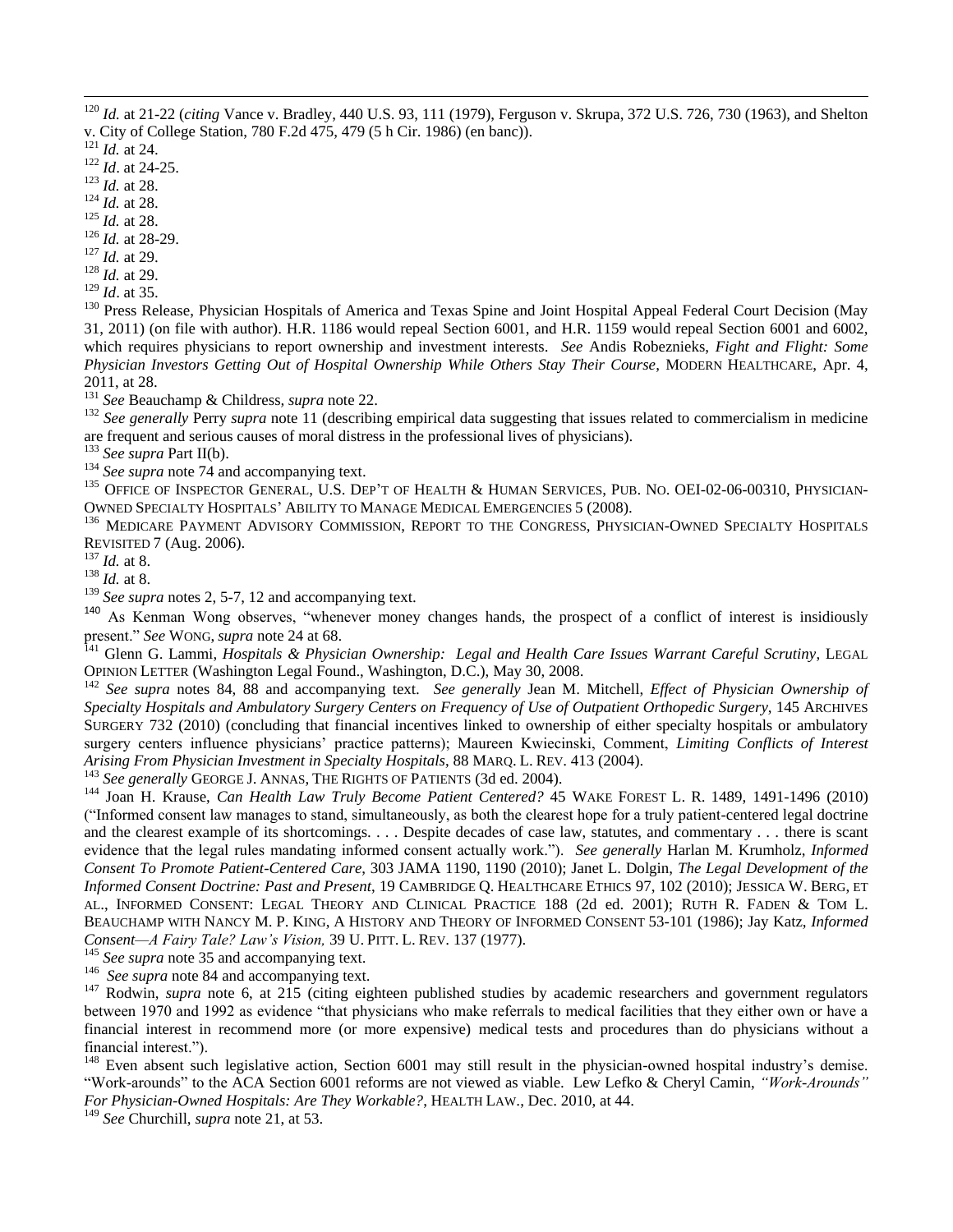[120] *Id.* at 21-22 (*citing* Vance v. Bradley, 440 U.S. 93, 111 (1979), Ferguson v. Skrupa, 372 U.S. 726, 730 (1963), and Shelton v. City of College Station, 780 F.2d 475, 479 (5 h Cir. 1986) (en banc)).

[121] *Id.* at 24.

[122] *Id*. at 24-25.

[123] *Id.* at 28.

[124] *Id.* at 28.

[125] *Id.* at 28.

[126] *Id.* at 28-29.

[127] *Id.* at 29.

[128] *Id.* at 29.

[129] *Id*. at 35.

[130] Press Release, Physician Hospitals of America and Texas Spine and Joint Hospital Appeal Federal Court Decision (May 31, 2011) (on file with author). H.R. 1186 would repeal Section 6001, and H.R. 1159 would repeal Section 6001 and 6002, which requires physicians to report ownership and investment interests. *See* Andis Robeznieks, *Fight and Flight: Some Physician Investors Getting Out of Hospital Ownership While Others Stay Their Course*, MODERN HEALTHCARE, Apr. 4, 2011, at 28.

[131] *See* Beauchamp & Childress, *supra* note 22.

[132] *See generally* Perry *supra* note 11 (describing empirical data suggesting that issues related to commercialism in medicine are frequent and serious causes of moral distress in the professional lives of physicians).

[133] *See supra* Part II(b).

[134] *See supra* note 74 and accompanying text.

[135] OFFICE OF INSPECTOR GENERAL, U.S. DEP'T OF HEALTH & HUMAN SERVICES, PUB. NO. OEI-02-06-00310, PHYSICIAN-OWNED SPECIALTY HOSPITALS' ABILITY TO MANAGE MEDICAL EMERGENCIES 5 (2008).

[136] MEDICARE PAYMENT ADVISORY COMMISSION, REPORT TO THE CONGRESS, PHYSICIAN-OWNED SPECIALTY HOSPITALS REVISITED 7 (Aug. 2006).

[137] *Id.* at 8.

[138] *Id.* at 8.

[139] *See supra* notes 2, 5-7, 12 and accompanying text.

[140] As Kenman Wong observes, "whenever money changes hands, the prospect of a conflict of interest is insidiously present." *See* WONG, *supra* note 24 at 68.

[141] Glenn G. Lammi, *Hospitals & Physician Ownership: Legal and Health Care Issues Warrant Careful Scrutiny*, LEGAL OPINION LETTER (Washington Legal Found., Washington, D.C.), May 30, 2008.

[142] *See supra* notes 84, 88 and accompanying text. *See generally* Jean M. Mitchell, *Effect of Physician Ownership of Specialty Hospitals and Ambulatory Surgery Centers on Frequency of Use of Outpatient Orthopedic Surgery*, 145 ARCHIVES SURGERY 732 (2010) (concluding that financial incentives linked to ownership of either specialty hospitals or ambulatory surgery centers influence physicians' practice patterns); Maureen Kwiecinski, Comment, *Limiting Conflicts of Interest Arising From Physician Investment in Specialty Hospitals*, 88 MARQ. L. REV. 413 (2004).

[143] *See generally* GEORGE J. ANNAS, THE RIGHTS OF PATIENTS (3d ed. 2004).

[144] Joan H. Krause, *Can Health Law Truly Become Patient Centered?* 45 WAKE FOREST L. R. 1489, 1491-1496 (2010) ("Informed consent law manages to stand, simultaneously, as both the clearest hope for a truly patient-centered legal doctrine and the clearest example of its shortcomings. . . . Despite decades of case law, statutes, and commentary . . . there is scant evidence that the legal rules mandating informed consent actually work."). *See generally* Harlan M. Krumholz, *Informed Consent To Promote Patient-Centered Care*, 303 JAMA 1190, 1190 (2010); Janet L. Dolgin, *The Legal Development of the Informed Consent Doctrine: Past and Present*, 19 CAMBRIDGE Q. HEALTHCARE ETHICS 97, 102 (2010); JESSICA W. BERG, ET AL., INFORMED CONSENT: LEGAL THEORY AND CLINICAL PRACTICE 188 (2d ed. 2001); RUTH R. FADEN & TOM L. BEAUCHAMP WITH NANCY M. P. KING, A HISTORY AND THEORY OF INFORMED CONSENT 53-101 (1986); Jay Katz, *Informed Consent—A Fairy Tale? Law's Vision,* 39 U. PITT. L. REV. 137 (1977).

[145] *See supra* note 35 and accompanying text.

[146] *See supra* note 84 and accompanying text.

[147] Rodwin, *supra* note 6, at 215 (citing eighteen published studies by academic researchers and government regulators between 1970 and 1992 as evidence "that physicians who make referrals to medical facilities that they either own or have a financial interest in recommend more (or more expensive) medical tests and procedures than do physicians without a financial interest.").

[148] Even absent such legislative action, Section 6001 may still result in the physician-owned hospital industry's demise. "Work-arounds" to the ACA Section 6001 reforms are not viewed as viable. Lew Lefko & Cheryl Camin, *"Work-Arounds" For Physician-Owned Hospitals: Are They Workable?*, HEALTH LAW., Dec. 2010, at 44.

[149] *See* Churchill, *supra* note 21, at 53.